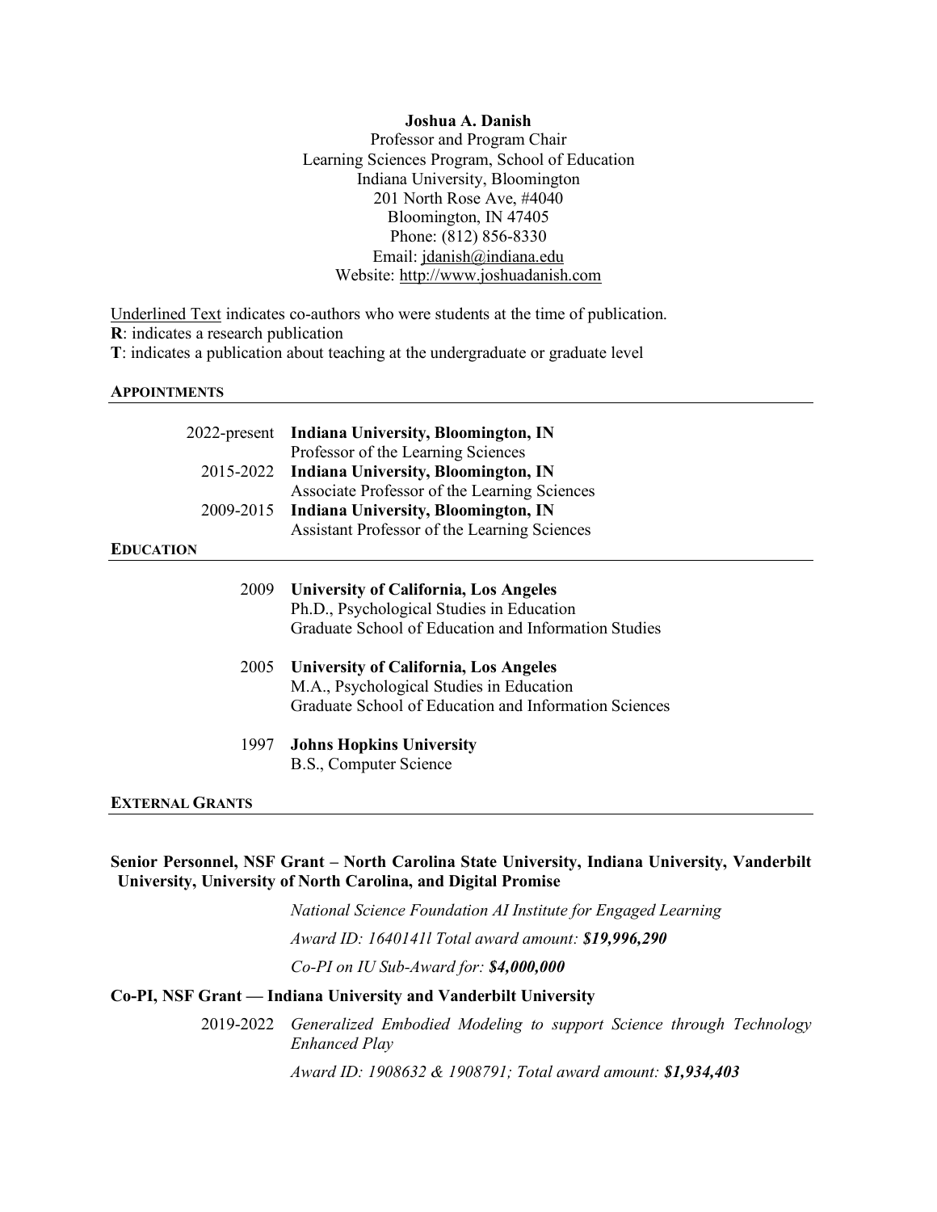**Joshua A. Danish**
Professor and Program Chair
Learning Sciences Program, School of Education
Indiana University, Bloomington
201 North Rose Ave, #4040
Bloomington, IN 47405
Phone: (812) 856-8330
Email: jdanish@indiana.edu
Website: http://www.joshuadanish.com

Underlined Text indicates co-authors who were students at the time of publication.
**R**: indicates a research publication
**T**: indicates a publication about teaching at the undergraduate or graduate level

## APPOINTMENTS

2022-present **Indiana University, Bloomington, IN**
Professor of the Learning Sciences

2015-2022 **Indiana University, Bloomington, IN**
Associate Professor of the Learning Sciences

2009-2015 **Indiana University, Bloomington, IN**
Assistant Professor of the Learning Sciences

## EDUCATION

2009 **University of California, Los Angeles**
Ph.D., Psychological Studies in Education
Graduate School of Education and Information Studies

2005 **University of California, Los Angeles**
M.A., Psychological Studies in Education
Graduate School of Education and Information Sciences

1997 **Johns Hopkins University**
B.S., Computer Science

## EXTERNAL GRANTS

**Senior Personnel, NSF Grant – North Carolina State University, Indiana University, Vanderbilt University, University of North Carolina, and Digital Promise**

*National Science Foundation AI Institute for Engaged Learning*

*Award ID: 1640141l Total award amount: **$19,996,290***

*Co-PI on IU Sub-Award for: **$4,000,000***

**Co-PI, NSF Grant — Indiana University and Vanderbilt University**

2019-2022 *Generalized Embodied Modeling to support Science through Technology Enhanced Play*

*Award ID: 1908632 & 1908791; Total award amount: **$1,934,403***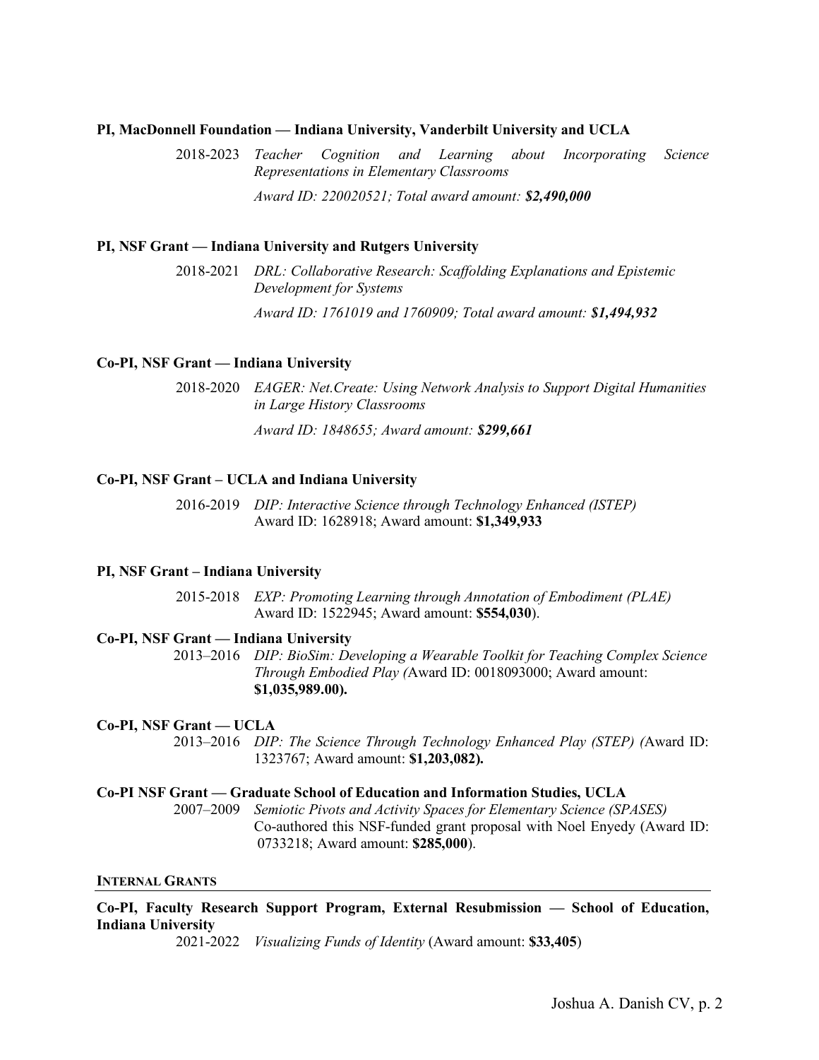**PI, MacDonnell Foundation — Indiana University, Vanderbilt University and UCLA**

2018-2023 *Teacher Cognition and Learning about Incorporating Science Representations in Elementary Classrooms*

*Award ID: 220020521; Total award amount:* ***$2,490,000***

**PI, NSF Grant — Indiana University and Rutgers University**

2018-2021 *DRL: Collaborative Research: Scaffolding Explanations and Epistemic Development for Systems*

*Award ID: 1761019 and 1760909; Total award amount:* ***$1,494,932***

**Co-PI, NSF Grant — Indiana University**

2018-2020 *EAGER: Net.Create: Using Network Analysis to Support Digital Humanities in Large History Classrooms*

*Award ID: 1848655; Award amount:* ***$299,661***

**Co-PI, NSF Grant – UCLA and Indiana University**

2016-2019 *DIP: Interactive Science through Technology Enhanced (ISTEP)*
Award ID: 1628918; Award amount: **$1,349,933**

**PI, NSF Grant – Indiana University**

2015-2018 *EXP: Promoting Learning through Annotation of Embodiment (PLAE)*
Award ID: 1522945; Award amount: **$554,030**).

**Co-PI, NSF Grant — Indiana University**

2013–2016 *DIP: BioSim: Developing a Wearable Toolkit for Teaching Complex Science Through Embodied Play (*Award ID: 0018093000; Award amount: **$1,035,989.00).**

**Co-PI, NSF Grant — UCLA**

2013–2016 *DIP: The Science Through Technology Enhanced Play (STEP) (*Award ID: 1323767; Award amount: **$1,203,082).**

**Co-PI NSF Grant — Graduate School of Education and Information Studies, UCLA**

2007–2009 *Semiotic Pivots and Activity Spaces for Elementary Science (SPASES)*
Co-authored this NSF-funded grant proposal with Noel Enyedy (Award ID: 0733218; Award amount: **$285,000**).

## INTERNAL GRANTS

**Co-PI, Faculty Research Support Program, External Resubmission — School of Education, Indiana University**

2021-2022 *Visualizing Funds of Identity* (Award amount: **$33,405**)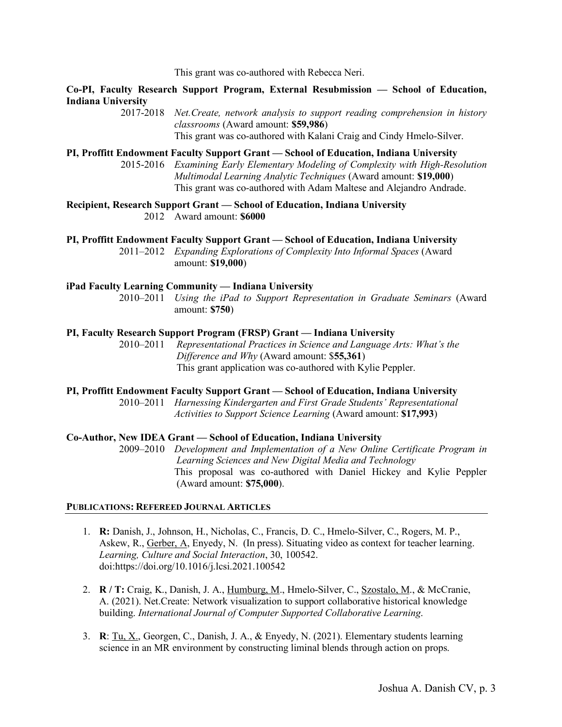This grant was co-authored with Rebecca Neri.

**Co-PI, Faculty Research Support Program, External Resubmission — School of Education, Indiana University**

2017-2018 *Net.Create, network analysis to support reading comprehension in history classrooms* (Award amount: **$59,986**)
This grant was co-authored with Kalani Craig and Cindy Hmelo-Silver.

**PI, Proffitt Endowment Faculty Support Grant — School of Education, Indiana University**

2015-2016 *Examining Early Elementary Modeling of Complexity with High-Resolution Multimodal Learning Analytic Techniques* (Award amount: **$19,000**)
This grant was co-authored with Adam Maltese and Alejandro Andrade.

**Recipient, Research Support Grant — School of Education, Indiana University**

2012 Award amount: **$6000**

**PI, Proffitt Endowment Faculty Support Grant — School of Education, Indiana University**

2011–2012 *Expanding Explorations of Complexity Into Informal Spaces* (Award amount: **$19,000**)

**iPad Faculty Learning Community — Indiana University**

2010–2011 *Using the iPad to Support Representation in Graduate Seminars* (Award amount: **$750**)

**PI, Faculty Research Support Program (FRSP) Grant — Indiana University**

2010–2011 *Representational Practices in Science and Language Arts: What's the Difference and Why* (Award amount: $**55,361**)
This grant application was co-authored with Kylie Peppler.

**PI, Proffitt Endowment Faculty Support Grant — School of Education, Indiana University**

2010–2011 *Harnessing Kindergarten and First Grade Students' Representational Activities to Support Science Learning* (Award amount: **$17,993**)

**Co-Author, New IDEA Grant — School of Education, Indiana University**

2009–2010 *Development and Implementation of a New Online Certificate Program in Learning Sciences and New Digital Media and Technology*
This proposal was co-authored with Daniel Hickey and Kylie Peppler (Award amount: **$75,000**).

## PUBLICATIONS: REFEREED JOURNAL ARTICLES

1. **R:** Danish, J., Johnson, H., Nicholas, C., Francis, D. C., Hmelo-Silver, C., Rogers, M. P., Askew, R., <u>Gerber, A</u>, Enyedy, N. (In press). Situating video as context for teacher learning. *Learning, Culture and Social Interaction*, 30, 100542. doi:https://doi.org/10.1016/j.lcsi.2021.100542

2. **R / T:** Craig, K., Danish, J. A., <u>Humburg, M</u>., Hmelo-Silver, C., <u>Szostalo, M</u>., & McCranie, A. (2021). Net.Create: Network visualization to support collaborative historical knowledge building. *International Journal of Computer Supported Collaborative Learning*.

3. **R**: <u>Tu, X.</u>, Georgen, C., Danish, J. A., & Enyedy, N. (2021). Elementary students learning science in an MR environment by constructing liminal blends through action on props.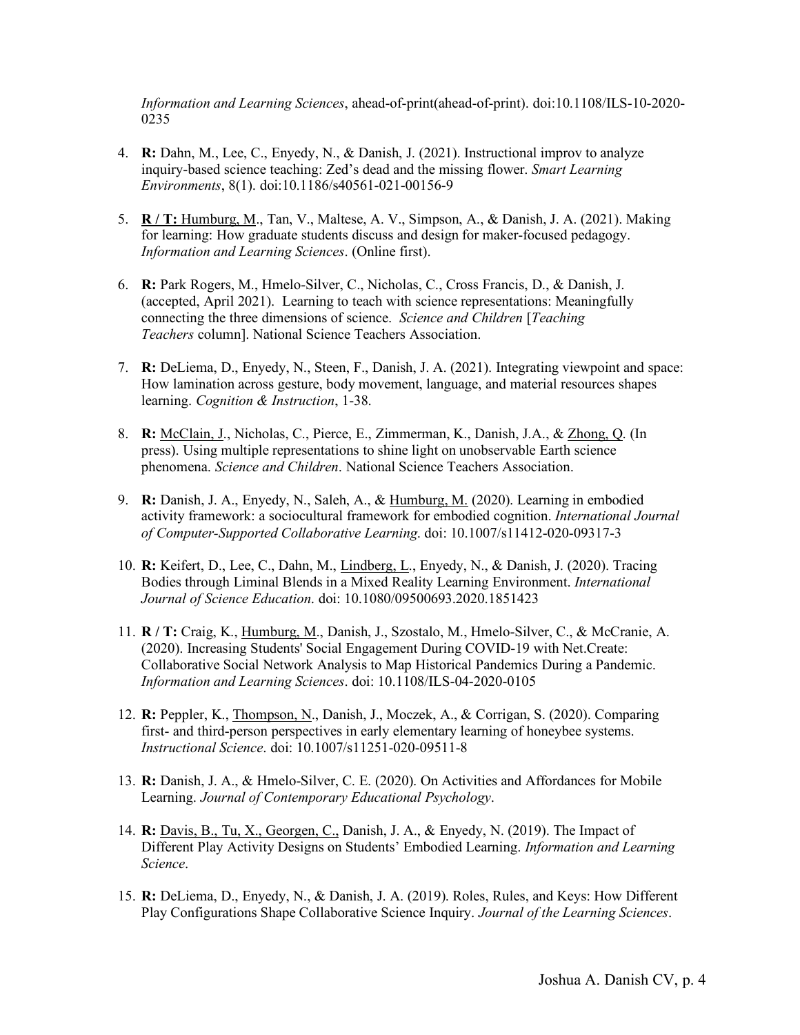*Information and Learning Sciences*, ahead-of-print(ahead-of-print). doi:10.1108/ILS-10-2020-0235

4. **R:** Dahn, M., Lee, C., Enyedy, N., & Danish, J. (2021). Instructional improv to analyze inquiry-based science teaching: Zed's dead and the missing flower. *Smart Learning Environments*, 8(1). doi:10.1186/s40561-021-00156-9

5. **R / T:** Humburg, M., Tan, V., Maltese, A. V., Simpson, A., & Danish, J. A. (2021). Making for learning: How graduate students discuss and design for maker-focused pedagogy. *Information and Learning Sciences*. (Online first).

6. **R:** Park Rogers, M., Hmelo-Silver, C., Nicholas, C., Cross Francis, D., & Danish, J. (accepted, April 2021). Learning to teach with science representations: Meaningfully connecting the three dimensions of science. *Science and Children* [*Teaching Teachers* column]. National Science Teachers Association.

7. **R:** DeLiema, D., Enyedy, N., Steen, F., Danish, J. A. (2021). Integrating viewpoint and space: How lamination across gesture, body movement, language, and material resources shapes learning. *Cognition & Instruction*, 1-38.

8. **R:** McClain, J., Nicholas, C., Pierce, E., Zimmerman, K., Danish, J.A., & Zhong, Q. (In press). Using multiple representations to shine light on unobservable Earth science phenomena. *Science and Children*. National Science Teachers Association.

9. **R:** Danish, J. A., Enyedy, N., Saleh, A., & Humburg, M. (2020). Learning in embodied activity framework: a sociocultural framework for embodied cognition. *International Journal of Computer-Supported Collaborative Learning*. doi: 10.1007/s11412-020-09317-3

10. **R:** Keifert, D., Lee, C., Dahn, M., Lindberg, L., Enyedy, N., & Danish, J. (2020). Tracing Bodies through Liminal Blends in a Mixed Reality Learning Environment. *International Journal of Science Education*. doi: 10.1080/09500693.2020.1851423

11. **R / T:** Craig, K., Humburg, M., Danish, J., Szostalo, M., Hmelo-Silver, C., & McCranie, A. (2020). Increasing Students' Social Engagement During COVID-19 with Net.Create: Collaborative Social Network Analysis to Map Historical Pandemics During a Pandemic. *Information and Learning Sciences*. doi: 10.1108/ILS-04-2020-0105

12. **R:** Peppler, K., Thompson, N., Danish, J., Moczek, A., & Corrigan, S. (2020). Comparing first- and third-person perspectives in early elementary learning of honeybee systems. *Instructional Science*. doi: 10.1007/s11251-020-09511-8

13. **R:** Danish, J. A., & Hmelo-Silver, C. E. (2020). On Activities and Affordances for Mobile Learning. *Journal of Contemporary Educational Psychology*.

14. **R:** Davis, B., Tu, X., Georgen, C., Danish, J. A., & Enyedy, N. (2019). The Impact of Different Play Activity Designs on Students' Embodied Learning. *Information and Learning Science*.

15. **R:** DeLiema, D., Enyedy, N., & Danish, J. A. (2019). Roles, Rules, and Keys: How Different Play Configurations Shape Collaborative Science Inquiry. *Journal of the Learning Sciences*.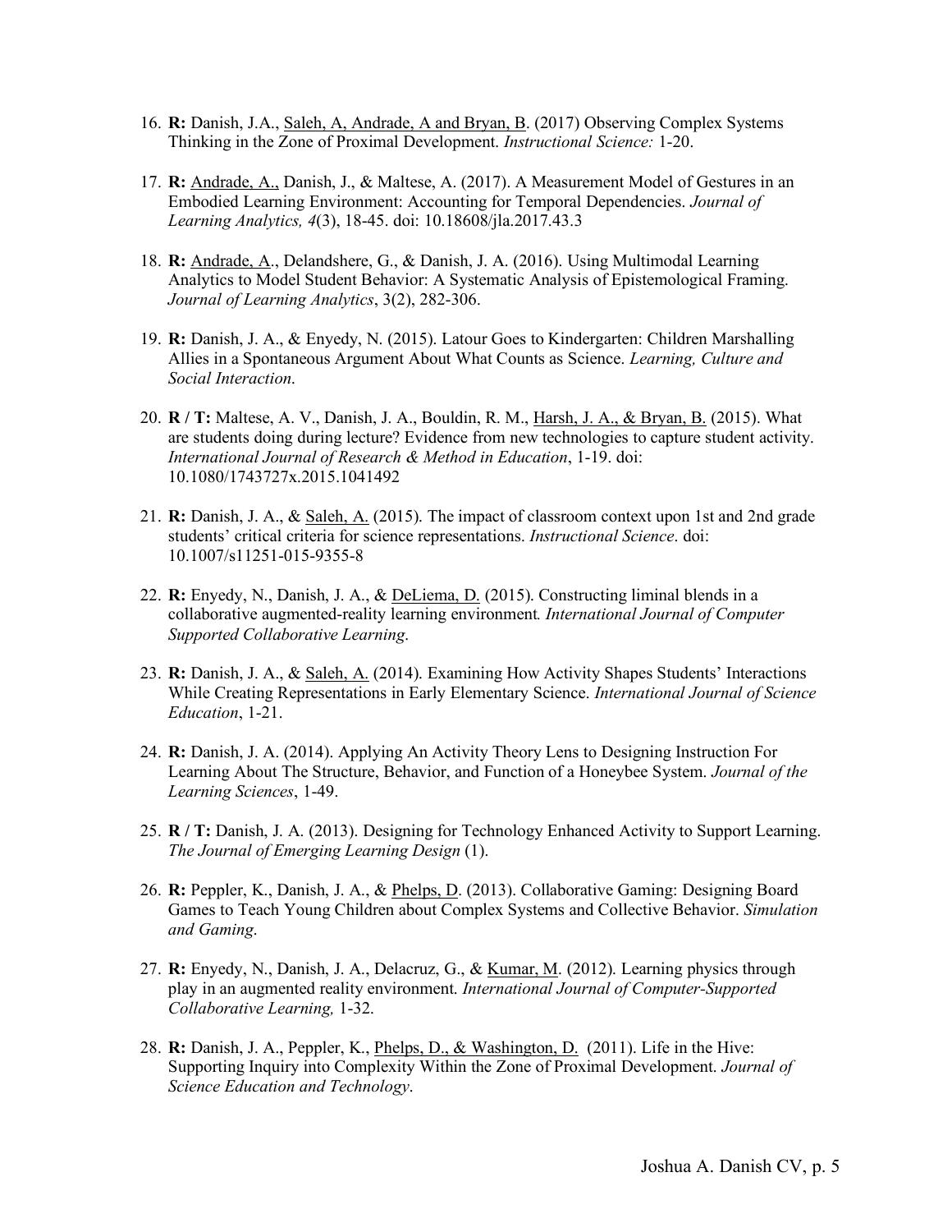16. **R:** Danish, J.A., <u>Saleh, A, Andrade, A and Bryan, B</u>. (2017) Observing Complex Systems Thinking in the Zone of Proximal Development. *Instructional Science:* 1-20.

17. **R:** <u>Andrade, A.,</u> Danish, J., & Maltese, A. (2017). A Measurement Model of Gestures in an Embodied Learning Environment: Accounting for Temporal Dependencies. *Journal of Learning Analytics, 4*(3), 18-45. doi: 10.18608/jla.2017.43.3

18. **R:** <u>Andrade, A</u>., Delandshere, G., & Danish, J. A. (2016). Using Multimodal Learning Analytics to Model Student Behavior: A Systematic Analysis of Epistemological Framing. *Journal of Learning Analytics*, 3(2), 282-306.

19. **R:** Danish, J. A., & Enyedy, N. (2015). Latour Goes to Kindergarten: Children Marshalling Allies in a Spontaneous Argument About What Counts as Science. *Learning, Culture and Social Interaction*.

20. **R / T:** Maltese, A. V., Danish, J. A., Bouldin, R. M., <u>Harsh, J. A., & Bryan, B.</u> (2015). What are students doing during lecture? Evidence from new technologies to capture student activity. *International Journal of Research & Method in Education*, 1-19. doi: 10.1080/1743727x.2015.1041492

21. **R:** Danish, J. A., & <u>Saleh, A.</u> (2015). The impact of classroom context upon 1st and 2nd grade students' critical criteria for science representations. *Instructional Science*. doi: 10.1007/s11251-015-9355-8

22. **R:** Enyedy, N., Danish, J. A., & <u>DeLiema, D.</u> (2015). Constructing liminal blends in a collaborative augmented-reality learning environment*. International Journal of Computer Supported Collaborative Learning*.

23. **R:** Danish, J. A., & <u>Saleh, A.</u> (2014). Examining How Activity Shapes Students' Interactions While Creating Representations in Early Elementary Science. *International Journal of Science Education*, 1-21.

24. **R:** Danish, J. A. (2014). Applying An Activity Theory Lens to Designing Instruction For Learning About The Structure, Behavior, and Function of a Honeybee System. *Journal of the Learning Sciences*, 1-49.

25. **R / T:** Danish, J. A. (2013). Designing for Technology Enhanced Activity to Support Learning. *The Journal of Emerging Learning Design* (1).

26. **R:** Peppler, K., Danish, J. A., & <u>Phelps, D</u>. (2013). Collaborative Gaming: Designing Board Games to Teach Young Children about Complex Systems and Collective Behavior. *Simulation and Gaming*.

27. **R:** Enyedy, N., Danish, J. A., Delacruz, G., & <u>Kumar, M</u>. (2012). Learning physics through play in an augmented reality environment. *International Journal of Computer-Supported Collaborative Learning,* 1-32.

28. **R:** Danish, J. A., Peppler, K., <u>Phelps, D., & Washington, D.</u> (2011). Life in the Hive: Supporting Inquiry into Complexity Within the Zone of Proximal Development. *Journal of Science Education and Technology*.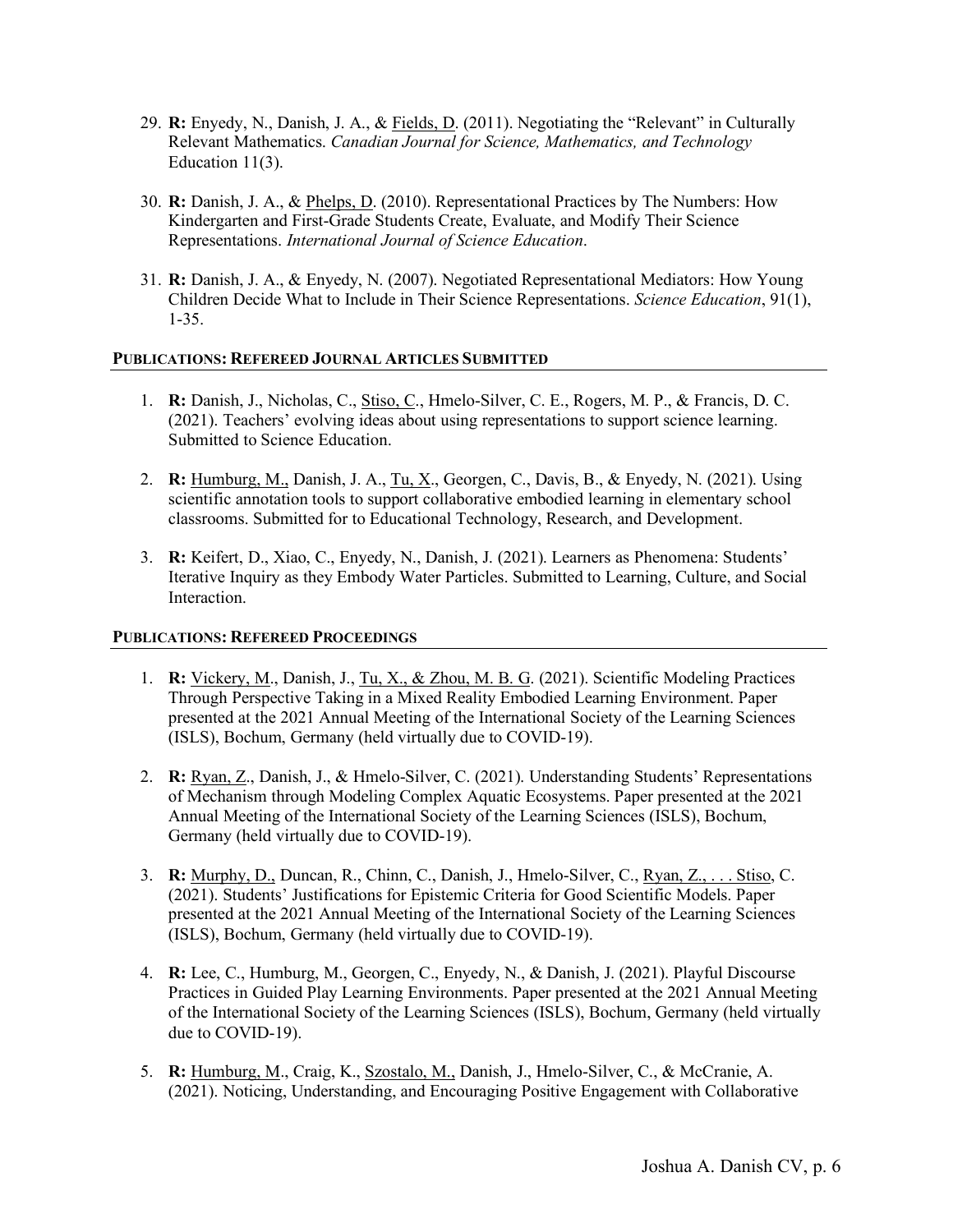29. **R:** Enyedy, N., Danish, J. A., & <u>Fields, D</u>. (2011). Negotiating the "Relevant" in Culturally Relevant Mathematics. *Canadian Journal for Science, Mathematics, and Technology* Education 11(3).

30. **R:** Danish, J. A., & <u>Phelps, D</u>. (2010). Representational Practices by The Numbers: How Kindergarten and First-Grade Students Create, Evaluate, and Modify Their Science Representations. *International Journal of Science Education*.

31. **R:** Danish, J. A., & Enyedy, N. (2007). Negotiated Representational Mediators: How Young Children Decide What to Include in Their Science Representations. *Science Education*, 91(1), 1-35.

#### PUBLICATIONS: REFEREED JOURNAL ARTICLES SUBMITTED

1. **R:** Danish, J., Nicholas, C., <u>Stiso, C</u>., Hmelo-Silver, C. E., Rogers, M. P., & Francis, D. C. (2021). Teachers' evolving ideas about using representations to support science learning. Submitted to Science Education.

2. **R:** <u>Humburg, M.,</u> Danish, J. A., <u>Tu, X</u>., Georgen, C., Davis, B., & Enyedy, N. (2021). Using scientific annotation tools to support collaborative embodied learning in elementary school classrooms. Submitted for to Educational Technology, Research, and Development.

3. **R:** Keifert, D., Xiao, C., Enyedy, N., Danish, J. (2021). Learners as Phenomena: Students' Iterative Inquiry as they Embody Water Particles. Submitted to Learning, Culture, and Social Interaction.

#### PUBLICATIONS: REFEREED PROCEEDINGS

1. **R:** <u>Vickery, M</u>., Danish, J., <u>Tu, X., & Zhou, M. B. G</u>. (2021). Scientific Modeling Practices Through Perspective Taking in a Mixed Reality Embodied Learning Environment. Paper presented at the 2021 Annual Meeting of the International Society of the Learning Sciences (ISLS), Bochum, Germany (held virtually due to COVID-19).

2. **R:** <u>Ryan, Z</u>., Danish, J., & Hmelo-Silver, C. (2021). Understanding Students' Representations of Mechanism through Modeling Complex Aquatic Ecosystems. Paper presented at the 2021 Annual Meeting of the International Society of the Learning Sciences (ISLS), Bochum, Germany (held virtually due to COVID-19).

3. **R:** <u>Murphy, D.,</u> Duncan, R., Chinn, C., Danish, J., Hmelo-Silver, C., <u>Ryan, Z., . . . Stiso</u>, C. (2021). Students' Justifications for Epistemic Criteria for Good Scientific Models. Paper presented at the 2021 Annual Meeting of the International Society of the Learning Sciences (ISLS), Bochum, Germany (held virtually due to COVID-19).

4. **R:** Lee, C., Humburg, M., Georgen, C., Enyedy, N., & Danish, J. (2021). Playful Discourse Practices in Guided Play Learning Environments. Paper presented at the 2021 Annual Meeting of the International Society of the Learning Sciences (ISLS), Bochum, Germany (held virtually due to COVID-19).

5. **R:** <u>Humburg, M</u>., Craig, K., <u>Szostalo, M.,</u> Danish, J., Hmelo-Silver, C., & McCranie, A. (2021). Noticing, Understanding, and Encouraging Positive Engagement with Collaborative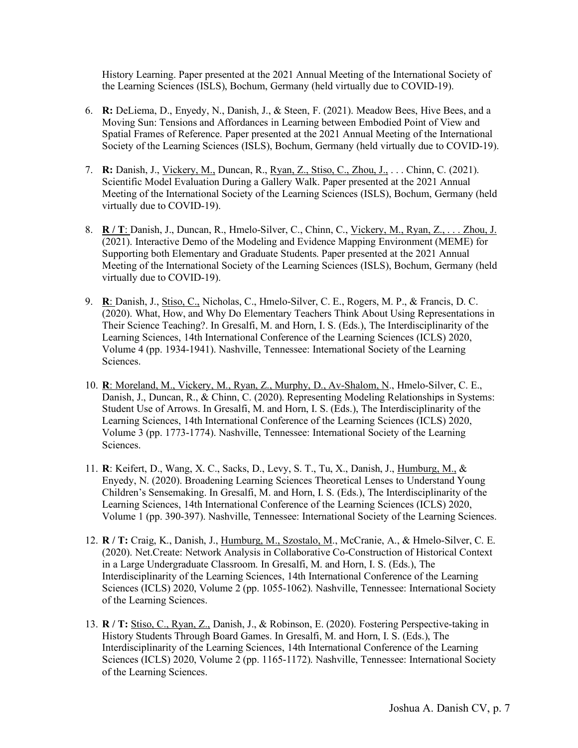History Learning. Paper presented at the 2021 Annual Meeting of the International Society of the Learning Sciences (ISLS), Bochum, Germany (held virtually due to COVID-19).

6. **R:** DeLiema, D., Enyedy, N., Danish, J., & Steen, F. (2021). Meadow Bees, Hive Bees, and a Moving Sun: Tensions and Affordances in Learning between Embodied Point of View and Spatial Frames of Reference. Paper presented at the 2021 Annual Meeting of the International Society of the Learning Sciences (ISLS), Bochum, Germany (held virtually due to COVID-19).

7. **R:** Danish, J., <u>Vickery, M.,</u> Duncan, R., <u>Ryan, Z., Stiso, C., Zhou, J.,</u> . . . Chinn, C. (2021). Scientific Model Evaluation During a Gallery Walk. Paper presented at the 2021 Annual Meeting of the International Society of the Learning Sciences (ISLS), Bochum, Germany (held virtually due to COVID-19).

8. **<u>R / T</u>**: Danish, J., Duncan, R., Hmelo-Silver, C., Chinn, C., <u>Vickery, M., Ryan, Z., . . . Zhou, J.</u> (2021). Interactive Demo of the Modeling and Evidence Mapping Environment (MEME) for Supporting both Elementary and Graduate Students. Paper presented at the 2021 Annual Meeting of the International Society of the Learning Sciences (ISLS), Bochum, Germany (held virtually due to COVID-19).

9. **<u>R</u>**: Danish, J., <u>Stiso, C.,</u> Nicholas, C., Hmelo-Silver, C. E., Rogers, M. P., & Francis, D. C. (2020). What, How, and Why Do Elementary Teachers Think About Using Representations in Their Science Teaching?. In Gresalfi, M. and Horn, I. S. (Eds.), The Interdisciplinarity of the Learning Sciences, 14th International Conference of the Learning Sciences (ICLS) 2020, Volume 4 (pp. 1934-1941). Nashville, Tennessee: International Society of the Learning Sciences.

10. **<u>R</u>**: <u>Moreland, M., Vickery, M., Ryan, Z., Murphy, D., Av-Shalom, N</u>., Hmelo-Silver, C. E., Danish, J., Duncan, R., & Chinn, C. (2020). Representing Modeling Relationships in Systems: Student Use of Arrows. In Gresalfi, M. and Horn, I. S. (Eds.), The Interdisciplinarity of the Learning Sciences, 14th International Conference of the Learning Sciences (ICLS) 2020, Volume 3 (pp. 1773-1774). Nashville, Tennessee: International Society of the Learning Sciences.

11. **R**: Keifert, D., Wang, X. C., Sacks, D., Levy, S. T., Tu, X., Danish, J., <u>Humburg, M.,</u> & Enyedy, N. (2020). Broadening Learning Sciences Theoretical Lenses to Understand Young Children's Sensemaking. In Gresalfi, M. and Horn, I. S. (Eds.), The Interdisciplinarity of the Learning Sciences, 14th International Conference of the Learning Sciences (ICLS) 2020, Volume 1 (pp. 390-397). Nashville, Tennessee: International Society of the Learning Sciences.

12. **R / T:** Craig, K., Danish, J., <u>Humburg, M., Szostalo, M</u>., McCranie, A., & Hmelo-Silver, C. E. (2020). Net.Create: Network Analysis in Collaborative Co-Construction of Historical Context in a Large Undergraduate Classroom. In Gresalfi, M. and Horn, I. S. (Eds.), The Interdisciplinarity of the Learning Sciences, 14th International Conference of the Learning Sciences (ICLS) 2020, Volume 2 (pp. 1055-1062). Nashville, Tennessee: International Society of the Learning Sciences.

13. **R / T:** <u>Stiso, C., Ryan, Z.,</u> Danish, J., & Robinson, E. (2020). Fostering Perspective-taking in History Students Through Board Games. In Gresalfi, M. and Horn, I. S. (Eds.), The Interdisciplinarity of the Learning Sciences, 14th International Conference of the Learning Sciences (ICLS) 2020, Volume 2 (pp. 1165-1172). Nashville, Tennessee: International Society of the Learning Sciences.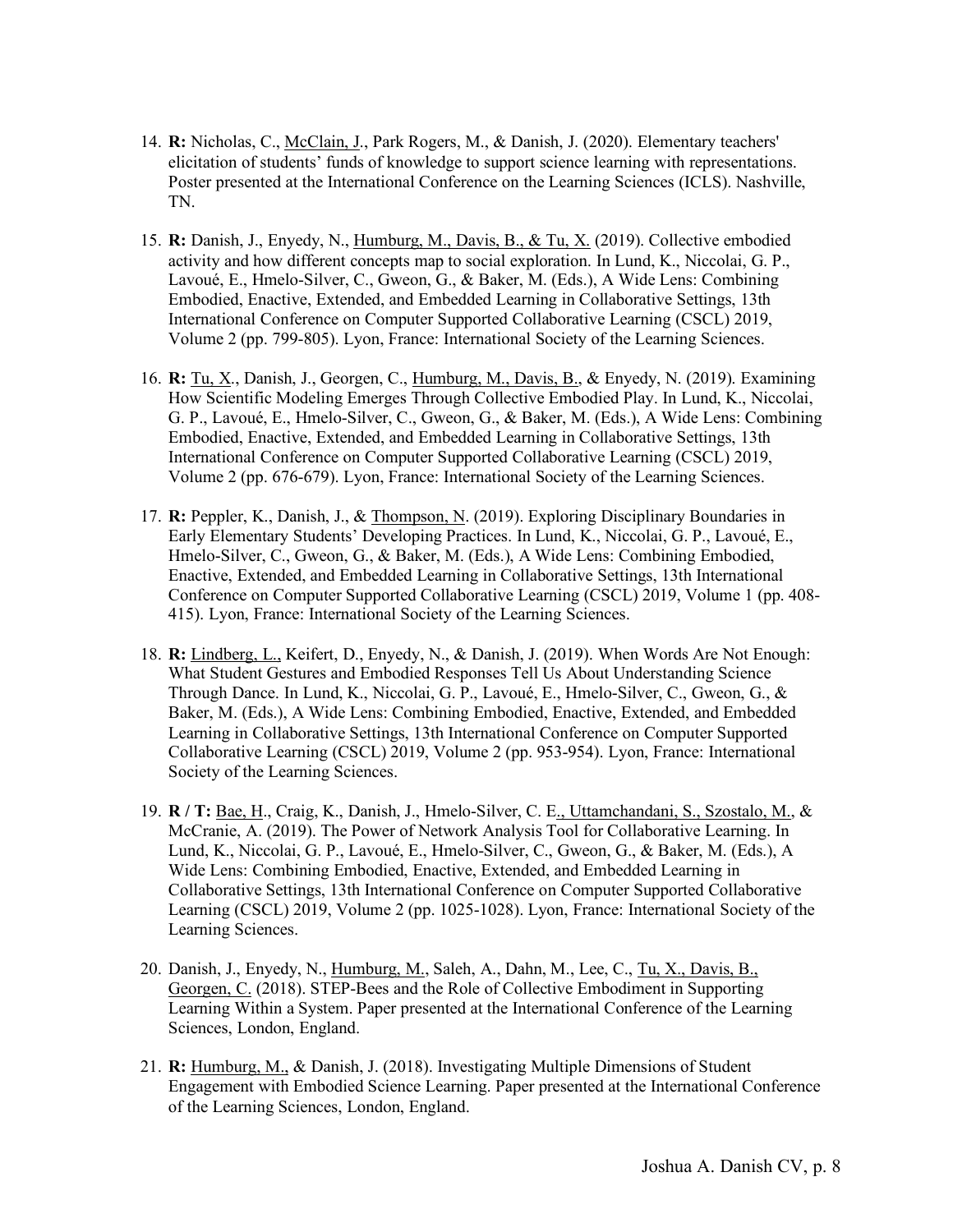14. **R:** Nicholas, C., <u>McClain, J.</u>, Park Rogers, M., & Danish, J. (2020). Elementary teachers' elicitation of students' funds of knowledge to support science learning with representations. Poster presented at the International Conference on the Learning Sciences (ICLS). Nashville, TN.

15. **R:** Danish, J., Enyedy, N., <u>Humburg, M., Davis, B., & Tu, X.</u> (2019). Collective embodied activity and how different concepts map to social exploration. In Lund, K., Niccolai, G. P., Lavoué, E., Hmelo-Silver, C., Gweon, G., & Baker, M. (Eds.), A Wide Lens: Combining Embodied, Enactive, Extended, and Embedded Learning in Collaborative Settings, 13th International Conference on Computer Supported Collaborative Learning (CSCL) 2019, Volume 2 (pp. 799-805). Lyon, France: International Society of the Learning Sciences.

16. **R:** <u>Tu, X</u>., Danish, J., Georgen, C., <u>Humburg, M., Davis, B.</u>, & Enyedy, N. (2019). Examining How Scientific Modeling Emerges Through Collective Embodied Play. In Lund, K., Niccolai, G. P., Lavoué, E., Hmelo-Silver, C., Gweon, G., & Baker, M. (Eds.), A Wide Lens: Combining Embodied, Enactive, Extended, and Embedded Learning in Collaborative Settings, 13th International Conference on Computer Supported Collaborative Learning (CSCL) 2019, Volume 2 (pp. 676-679). Lyon, France: International Society of the Learning Sciences.

17. **R:** Peppler, K., Danish, J., & <u>Thompson, N</u>. (2019). Exploring Disciplinary Boundaries in Early Elementary Students' Developing Practices. In Lund, K., Niccolai, G. P., Lavoué, E., Hmelo-Silver, C., Gweon, G., & Baker, M. (Eds.), A Wide Lens: Combining Embodied, Enactive, Extended, and Embedded Learning in Collaborative Settings, 13th International Conference on Computer Supported Collaborative Learning (CSCL) 2019, Volume 1 (pp. 408-415). Lyon, France: International Society of the Learning Sciences.

18. **R:** <u>Lindberg, L.,</u> Keifert, D., Enyedy, N., & Danish, J. (2019). When Words Are Not Enough: What Student Gestures and Embodied Responses Tell Us About Understanding Science Through Dance. In Lund, K., Niccolai, G. P., Lavoué, E., Hmelo-Silver, C., Gweon, G., & Baker, M. (Eds.), A Wide Lens: Combining Embodied, Enactive, Extended, and Embedded Learning in Collaborative Settings, 13th International Conference on Computer Supported Collaborative Learning (CSCL) 2019, Volume 2 (pp. 953-954). Lyon, France: International Society of the Learning Sciences.

19. **R / T:** <u>Bae, H</u>., Craig, K., Danish, J., Hmelo-Silver, C. E<u>., Uttamchandani, S., Szostalo, M.</u>, & McCranie, A. (2019). The Power of Network Analysis Tool for Collaborative Learning. In Lund, K., Niccolai, G. P., Lavoué, E., Hmelo-Silver, C., Gweon, G., & Baker, M. (Eds.), A Wide Lens: Combining Embodied, Enactive, Extended, and Embedded Learning in Collaborative Settings, 13th International Conference on Computer Supported Collaborative Learning (CSCL) 2019, Volume 2 (pp. 1025-1028). Lyon, France: International Society of the Learning Sciences.

20. Danish, J., Enyedy, N., <u>Humburg, M.</u>, Saleh, A., Dahn, M., Lee, C., <u>Tu, X., Davis, B., Georgen, C.</u> (2018). STEP-Bees and the Role of Collective Embodiment in Supporting Learning Within a System. Paper presented at the International Conference of the Learning Sciences, London, England.

21. **R:** <u>Humburg, M.,</u> & Danish, J. (2018). Investigating Multiple Dimensions of Student Engagement with Embodied Science Learning. Paper presented at the International Conference of the Learning Sciences, London, England.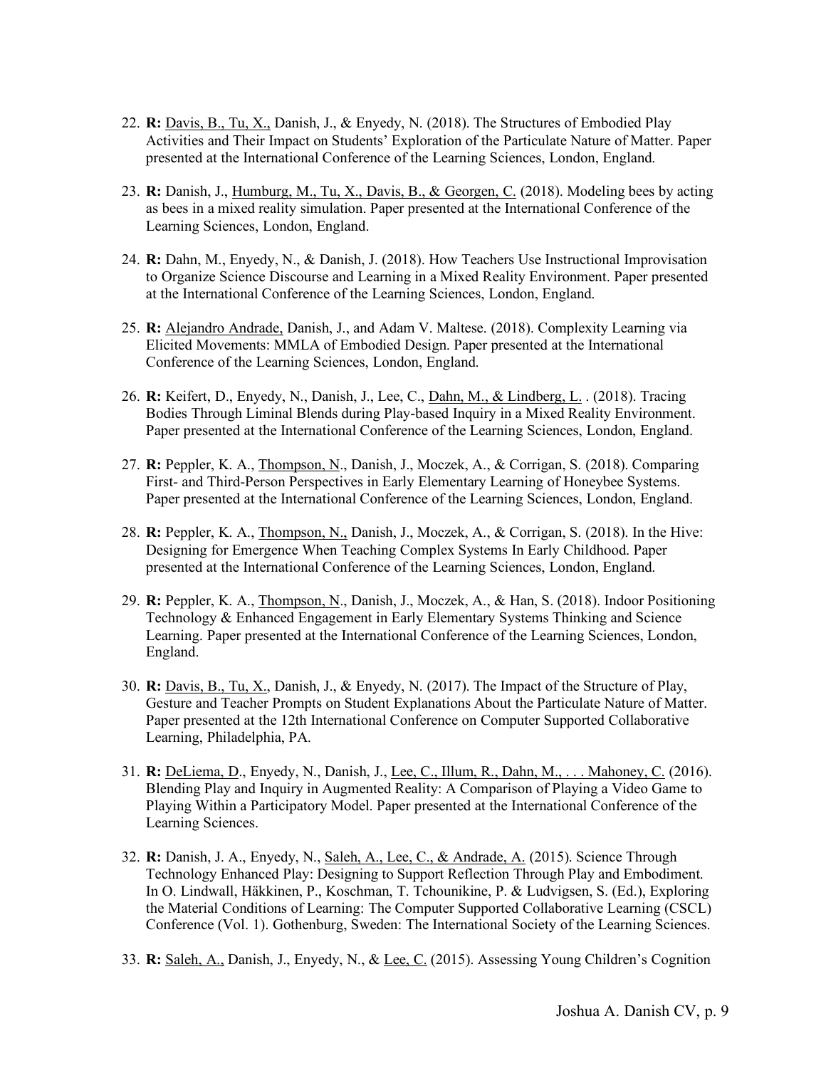22. **R:** <u>Davis, B., Tu, X.,</u> Danish, J., & Enyedy, N. (2018). The Structures of Embodied Play Activities and Their Impact on Students' Exploration of the Particulate Nature of Matter. Paper presented at the International Conference of the Learning Sciences, London, England.

23. **R:** Danish, J., <u>Humburg, M., Tu, X., Davis, B., & Georgen, C.</u> (2018). Modeling bees by acting as bees in a mixed reality simulation. Paper presented at the International Conference of the Learning Sciences, London, England.

24. **R:** Dahn, M., Enyedy, N., & Danish, J. (2018). How Teachers Use Instructional Improvisation to Organize Science Discourse and Learning in a Mixed Reality Environment. Paper presented at the International Conference of the Learning Sciences, London, England.

25. **R:** <u>Alejandro Andrade,</u> Danish, J., and Adam V. Maltese. (2018). Complexity Learning via Elicited Movements: MMLA of Embodied Design. Paper presented at the International Conference of the Learning Sciences, London, England.

26. **R:** Keifert, D., Enyedy, N., Danish, J., Lee, C., <u>Dahn, M., & Lindberg, L.</u> . (2018). Tracing Bodies Through Liminal Blends during Play-based Inquiry in a Mixed Reality Environment. Paper presented at the International Conference of the Learning Sciences, London, England.

27. **R:** Peppler, K. A., <u>Thompson, N</u>., Danish, J., Moczek, A., & Corrigan, S. (2018). Comparing First- and Third-Person Perspectives in Early Elementary Learning of Honeybee Systems. Paper presented at the International Conference of the Learning Sciences, London, England.

28. **R:** Peppler, K. A., <u>Thompson, N.,</u> Danish, J., Moczek, A., & Corrigan, S. (2018). In the Hive: Designing for Emergence When Teaching Complex Systems In Early Childhood. Paper presented at the International Conference of the Learning Sciences, London, England.

29. **R:** Peppler, K. A., <u>Thompson, N</u>., Danish, J., Moczek, A., & Han, S. (2018). Indoor Positioning Technology & Enhanced Engagement in Early Elementary Systems Thinking and Science Learning. Paper presented at the International Conference of the Learning Sciences, London, England.

30. **R:** <u>Davis, B., Tu, X.</u>, Danish, J., & Enyedy, N. (2017). The Impact of the Structure of Play, Gesture and Teacher Prompts on Student Explanations About the Particulate Nature of Matter. Paper presented at the 12th International Conference on Computer Supported Collaborative Learning, Philadelphia, PA.

31. **R:** <u>DeLiema, D</u>., Enyedy, N., Danish, J., <u>Lee, C., Illum, R., Dahn, M., . . . Mahoney, C.</u> (2016). Blending Play and Inquiry in Augmented Reality: A Comparison of Playing a Video Game to Playing Within a Participatory Model. Paper presented at the International Conference of the Learning Sciences.

32. **R:** Danish, J. A., Enyedy, N., <u>Saleh, A., Lee, C., & Andrade, A.</u> (2015). Science Through Technology Enhanced Play: Designing to Support Reflection Through Play and Embodiment. In O. Lindwall, Häkkinen, P., Koschman, T. Tchounikine, P. & Ludvigsen, S. (Ed.), Exploring the Material Conditions of Learning: The Computer Supported Collaborative Learning (CSCL) Conference (Vol. 1). Gothenburg, Sweden: The International Society of the Learning Sciences.

33. **R:** <u>Saleh, A.,</u> Danish, J., Enyedy, N., & <u>Lee, C.</u> (2015). Assessing Young Children's Cognition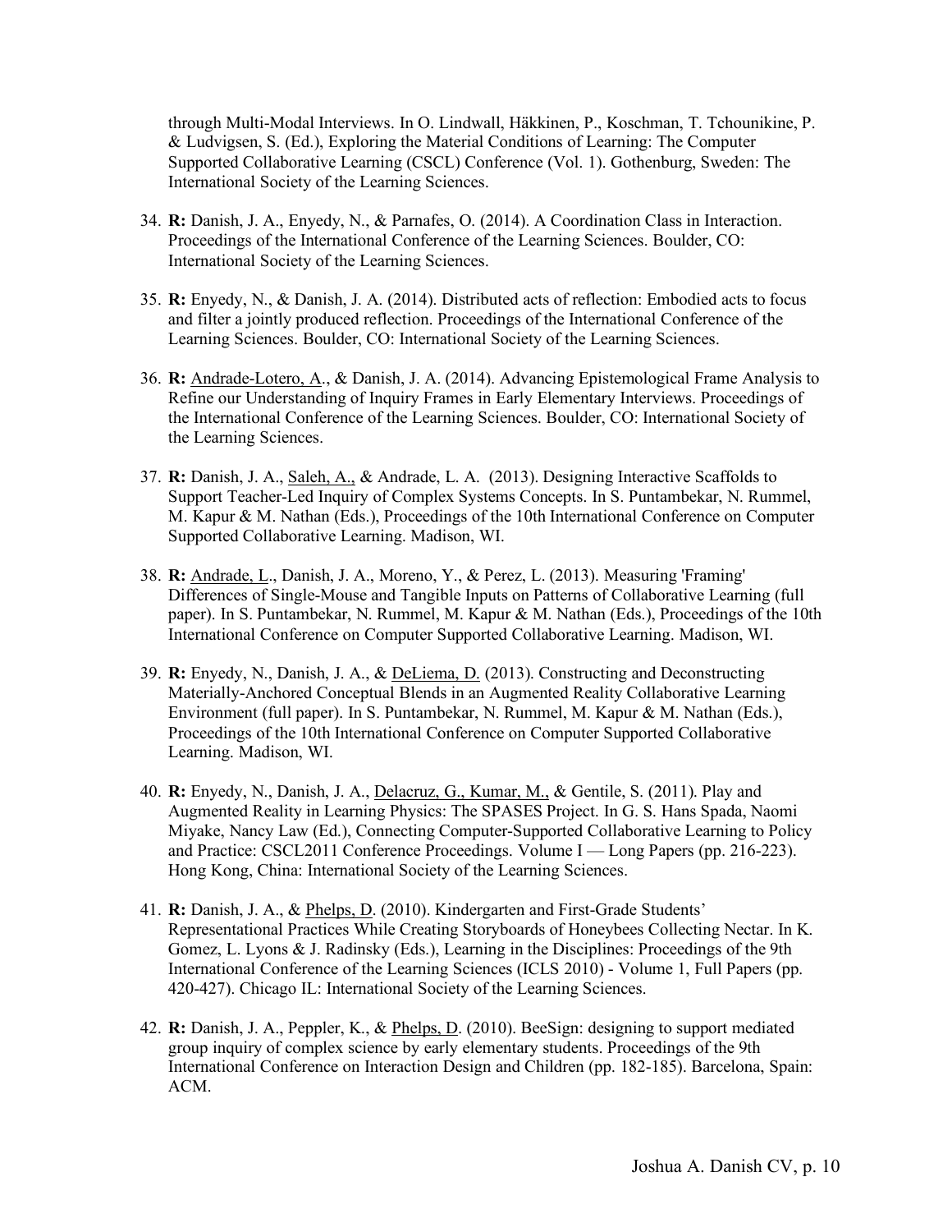through Multi-Modal Interviews. In O. Lindwall, Häkkinen, P., Koschman, T. Tchounikine, P. & Ludvigsen, S. (Ed.), Exploring the Material Conditions of Learning: The Computer Supported Collaborative Learning (CSCL) Conference (Vol. 1). Gothenburg, Sweden: The International Society of the Learning Sciences.

34. **R:** Danish, J. A., Enyedy, N., & Parnafes, O. (2014). A Coordination Class in Interaction. Proceedings of the International Conference of the Learning Sciences. Boulder, CO: International Society of the Learning Sciences.

35. **R:** Enyedy, N., & Danish, J. A. (2014). Distributed acts of reflection: Embodied acts to focus and filter a jointly produced reflection. Proceedings of the International Conference of the Learning Sciences. Boulder, CO: International Society of the Learning Sciences.

36. **R:** Andrade-Lotero, A., & Danish, J. A. (2014). Advancing Epistemological Frame Analysis to Refine our Understanding of Inquiry Frames in Early Elementary Interviews. Proceedings of the International Conference of the Learning Sciences. Boulder, CO: International Society of the Learning Sciences.

37. **R:** Danish, J. A., Saleh, A., & Andrade, L. A. (2013). Designing Interactive Scaffolds to Support Teacher-Led Inquiry of Complex Systems Concepts. In S. Puntambekar, N. Rummel, M. Kapur & M. Nathan (Eds.), Proceedings of the 10th International Conference on Computer Supported Collaborative Learning. Madison, WI.

38. **R:** Andrade, L., Danish, J. A., Moreno, Y., & Perez, L. (2013). Measuring 'Framing' Differences of Single-Mouse and Tangible Inputs on Patterns of Collaborative Learning (full paper). In S. Puntambekar, N. Rummel, M. Kapur & M. Nathan (Eds.), Proceedings of the 10th International Conference on Computer Supported Collaborative Learning. Madison, WI.

39. **R:** Enyedy, N., Danish, J. A., & DeLiema, D. (2013). Constructing and Deconstructing Materially-Anchored Conceptual Blends in an Augmented Reality Collaborative Learning Environment (full paper). In S. Puntambekar, N. Rummel, M. Kapur & M. Nathan (Eds.), Proceedings of the 10th International Conference on Computer Supported Collaborative Learning. Madison, WI.

40. **R:** Enyedy, N., Danish, J. A., Delacruz, G., Kumar, M., & Gentile, S. (2011). Play and Augmented Reality in Learning Physics: The SPASES Project. In G. S. Hans Spada, Naomi Miyake, Nancy Law (Ed.), Connecting Computer-Supported Collaborative Learning to Policy and Practice: CSCL2011 Conference Proceedings. Volume I — Long Papers (pp. 216-223). Hong Kong, China: International Society of the Learning Sciences.

41. **R:** Danish, J. A., & Phelps, D. (2010). Kindergarten and First-Grade Students' Representational Practices While Creating Storyboards of Honeybees Collecting Nectar. In K. Gomez, L. Lyons & J. Radinsky (Eds.), Learning in the Disciplines: Proceedings of the 9th International Conference of the Learning Sciences (ICLS 2010) - Volume 1, Full Papers (pp. 420-427). Chicago IL: International Society of the Learning Sciences.

42. **R:** Danish, J. A., Peppler, K., & Phelps, D. (2010). BeeSign: designing to support mediated group inquiry of complex science by early elementary students. Proceedings of the 9th International Conference on Interaction Design and Children (pp. 182-185). Barcelona, Spain: ACM.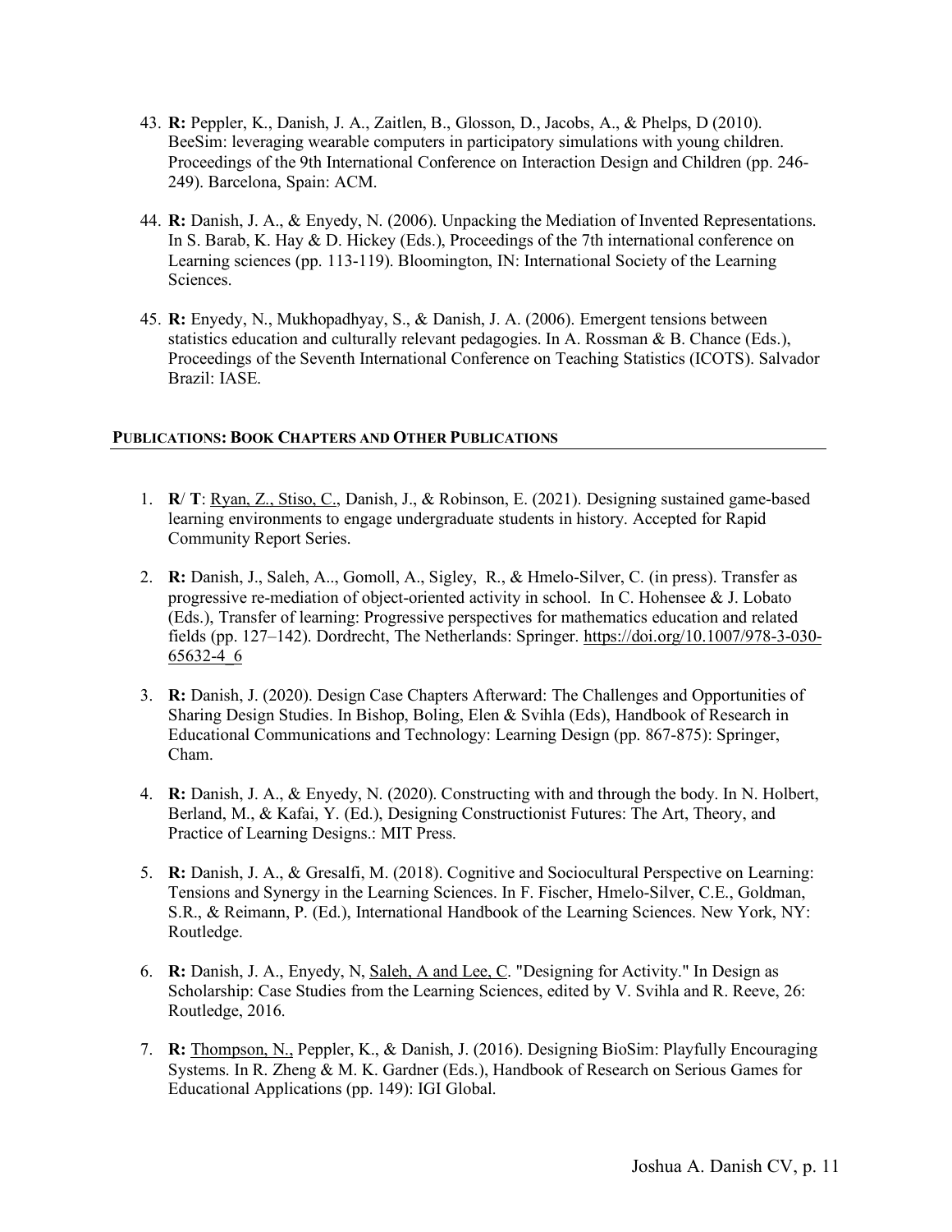43. **R:** Peppler, K., Danish, J. A., Zaitlen, B., Glosson, D., Jacobs, A., & Phelps, D (2010). BeeSim: leveraging wearable computers in participatory simulations with young children. Proceedings of the 9th International Conference on Interaction Design and Children (pp. 246-249). Barcelona, Spain: ACM.

44. **R:** Danish, J. A., & Enyedy, N. (2006). Unpacking the Mediation of Invented Representations. In S. Barab, K. Hay & D. Hickey (Eds.), Proceedings of the 7th international conference on Learning sciences (pp. 113-119). Bloomington, IN: International Society of the Learning Sciences.

45. **R:** Enyedy, N., Mukhopadhyay, S., & Danish, J. A. (2006). Emergent tensions between statistics education and culturally relevant pedagogies. In A. Rossman & B. Chance (Eds.), Proceedings of the Seventh International Conference on Teaching Statistics (ICOTS). Salvador Brazil: IASE.

## PUBLICATIONS: BOOK CHAPTERS AND OTHER PUBLICATIONS

1. **R**/ **T**: <u>Ryan, Z., Stiso, C.</u>, Danish, J., & Robinson, E. (2021). Designing sustained game-based learning environments to engage undergraduate students in history. Accepted for Rapid Community Report Series.

2. **R:** Danish, J., Saleh, A.., Gomoll, A., Sigley, R., & Hmelo-Silver, C. (in press). Transfer as progressive re-mediation of object-oriented activity in school. In C. Hohensee & J. Lobato (Eds.), Transfer of learning: Progressive perspectives for mathematics education and related fields (pp. 127–142). Dordrecht, The Netherlands: Springer. https://doi.org/10.1007/978-3-030-65632-4_6

3. **R:** Danish, J. (2020). Design Case Chapters Afterward: The Challenges and Opportunities of Sharing Design Studies. In Bishop, Boling, Elen & Svihla (Eds), Handbook of Research in Educational Communications and Technology: Learning Design (pp. 867-875): Springer, Cham.

4. **R:** Danish, J. A., & Enyedy, N. (2020). Constructing with and through the body. In N. Holbert, Berland, M., & Kafai, Y. (Ed.), Designing Constructionist Futures: The Art, Theory, and Practice of Learning Designs.: MIT Press.

5. **R:** Danish, J. A., & Gresalfi, M. (2018). Cognitive and Sociocultural Perspective on Learning: Tensions and Synergy in the Learning Sciences. In F. Fischer, Hmelo-Silver, C.E., Goldman, S.R., & Reimann, P. (Ed.), International Handbook of the Learning Sciences. New York, NY: Routledge.

6. **R:** Danish, J. A., Enyedy, N, <u>Saleh, A and Lee, C</u>. "Designing for Activity." In Design as Scholarship: Case Studies from the Learning Sciences, edited by V. Svihla and R. Reeve, 26: Routledge, 2016.

7. **R:** <u>Thompson, N.,</u> Peppler, K., & Danish, J. (2016). Designing BioSim: Playfully Encouraging Systems. In R. Zheng & M. K. Gardner (Eds.), Handbook of Research on Serious Games for Educational Applications (pp. 149): IGI Global.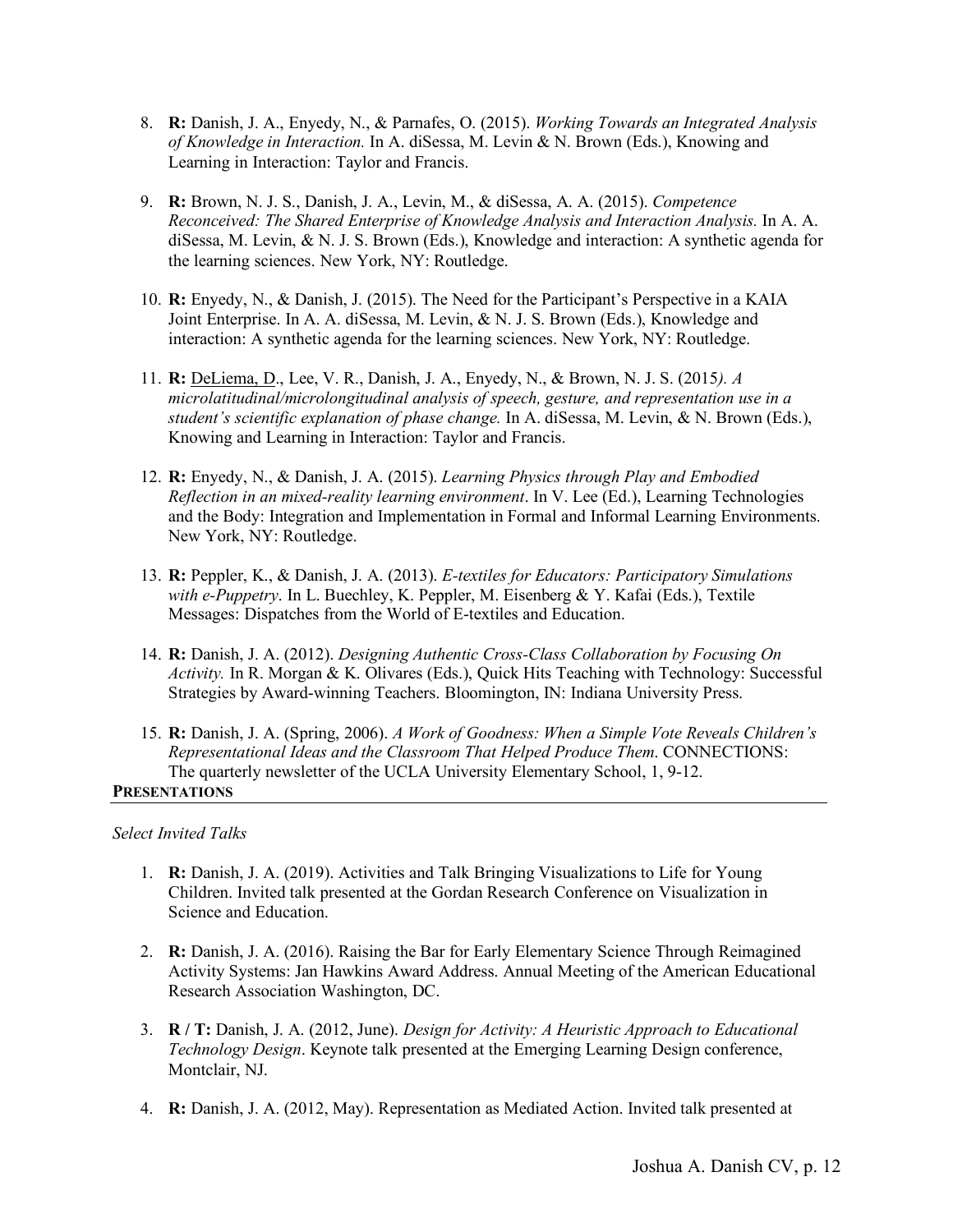8. **R:** Danish, J. A., Enyedy, N., & Parnafes, O. (2015). *Working Towards an Integrated Analysis of Knowledge in Interaction.* In A. diSessa, M. Levin & N. Brown (Eds.), Knowing and Learning in Interaction: Taylor and Francis.

9. **R:** Brown, N. J. S., Danish, J. A., Levin, M., & diSessa, A. A. (2015). *Competence Reconceived: The Shared Enterprise of Knowledge Analysis and Interaction Analysis.* In A. A. diSessa, M. Levin, & N. J. S. Brown (Eds.), Knowledge and interaction: A synthetic agenda for the learning sciences. New York, NY: Routledge.

10. **R:** Enyedy, N., & Danish, J. (2015). The Need for the Participant's Perspective in a KAIA Joint Enterprise. In A. A. diSessa, M. Levin, & N. J. S. Brown (Eds.), Knowledge and interaction: A synthetic agenda for the learning sciences. New York, NY: Routledge.

11. **R:** <u>DeLiema, D</u>., Lee, V. R., Danish, J. A., Enyedy, N., & Brown, N. J. S. (2015*). A microlatitudinal/microlongitudinal analysis of speech, gesture, and representation use in a student's scientific explanation of phase change.* In A. diSessa, M. Levin, & N. Brown (Eds.), Knowing and Learning in Interaction: Taylor and Francis.

12. **R:** Enyedy, N., & Danish, J. A. (2015). *Learning Physics through Play and Embodied Reflection in an mixed-reality learning environment*. In V. Lee (Ed.), Learning Technologies and the Body: Integration and Implementation in Formal and Informal Learning Environments. New York, NY: Routledge.

13. **R:** Peppler, K., & Danish, J. A. (2013). *E-textiles for Educators: Participatory Simulations with e-Puppetry*. In L. Buechley, K. Peppler, M. Eisenberg & Y. Kafai (Eds.), Textile Messages: Dispatches from the World of E-textiles and Education.

14. **R:** Danish, J. A. (2012). *Designing Authentic Cross-Class Collaboration by Focusing On Activity.* In R. Morgan & K. Olivares (Eds.), Quick Hits Teaching with Technology: Successful Strategies by Award-winning Teachers. Bloomington, IN: Indiana University Press.

15. **R:** Danish, J. A. (Spring, 2006). *A Work of Goodness: When a Simple Vote Reveals Children's Representational Ideas and the Classroom That Helped Produce Them*. CONNECTIONS: The quarterly newsletter of the UCLA University Elementary School, 1, 9-12.

## PRESENTATIONS

*Select Invited Talks*

1. **R:** Danish, J. A. (2019). Activities and Talk Bringing Visualizations to Life for Young Children. Invited talk presented at the Gordan Research Conference on Visualization in Science and Education.

2. **R:** Danish, J. A. (2016). Raising the Bar for Early Elementary Science Through Reimagined Activity Systems: Jan Hawkins Award Address. Annual Meeting of the American Educational Research Association Washington, DC.

3. **R / T:** Danish, J. A. (2012, June). *Design for Activity: A Heuristic Approach to Educational Technology Design*. Keynote talk presented at the Emerging Learning Design conference, Montclair, NJ.

4. **R:** Danish, J. A. (2012, May). Representation as Mediated Action. Invited talk presented at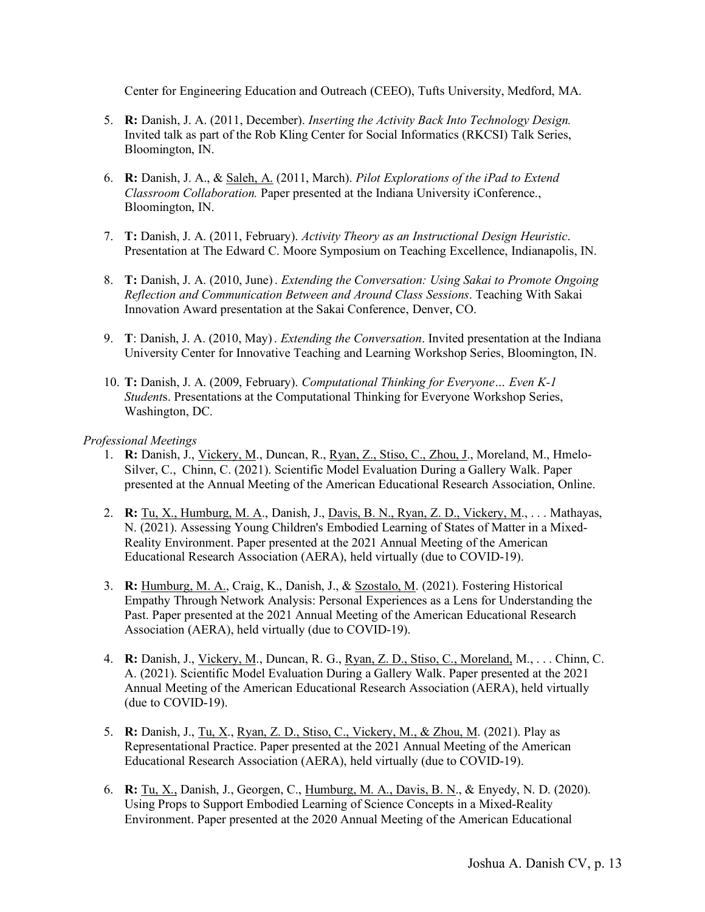Center for Engineering Education and Outreach (CEEO), Tufts University, Medford, MA.

5. **R:** Danish, J. A. (2011, December). *Inserting the Activity Back Into Technology Design.* Invited talk as part of the Rob Kling Center for Social Informatics (RKCSI) Talk Series, Bloomington, IN.

6. **R:** Danish, J. A., & Saleh, A. (2011, March). *Pilot Explorations of the iPad to Extend Classroom Collaboration.* Paper presented at the Indiana University iConference., Bloomington, IN.

7. **T:** Danish, J. A. (2011, February). *Activity Theory as an Instructional Design Heuristic*. Presentation at The Edward C. Moore Symposium on Teaching Excellence, Indianapolis, IN.

8. **T:** Danish, J. A. (2010, June). *Extending the Conversation: Using Sakai to Promote Ongoing Reflection and Communication Between and Around Class Sessions*. Teaching With Sakai Innovation Award presentation at the Sakai Conference, Denver, CO.

9. **T**: Danish, J. A. (2010, May). *Extending the Conversation*. Invited presentation at the Indiana University Center for Innovative Teaching and Learning Workshop Series, Bloomington, IN.

10. **T:** Danish, J. A. (2009, February). *Computational Thinking for Everyone… Even K-1 Students*. Presentations at the Computational Thinking for Everyone Workshop Series, Washington, DC.

*Professional Meetings*

1. **R:** Danish, J., Vickery, M., Duncan, R., Ryan, Z., Stiso, C., Zhou, J., Moreland, M., Hmelo-Silver, C., Chinn, C. (2021). Scientific Model Evaluation During a Gallery Walk. Paper presented at the Annual Meeting of the American Educational Research Association, Online.

2. **R:** Tu, X., Humburg, M. A., Danish, J., Davis, B. N., Ryan, Z. D., Vickery, M., . . . Mathayas, N. (2021). Assessing Young Children's Embodied Learning of States of Matter in a Mixed-Reality Environment. Paper presented at the 2021 Annual Meeting of the American Educational Research Association (AERA), held virtually (due to COVID-19).

3. **R:** Humburg, M. A., Craig, K., Danish, J., & Szostalo, M. (2021). Fostering Historical Empathy Through Network Analysis: Personal Experiences as a Lens for Understanding the Past. Paper presented at the 2021 Annual Meeting of the American Educational Research Association (AERA), held virtually (due to COVID-19).

4. **R:** Danish, J., Vickery, M., Duncan, R. G., Ryan, Z. D., Stiso, C., Moreland, M., . . . Chinn, C. A. (2021). Scientific Model Evaluation During a Gallery Walk. Paper presented at the 2021 Annual Meeting of the American Educational Research Association (AERA), held virtually (due to COVID-19).

5. **R:** Danish, J., Tu, X., Ryan, Z. D., Stiso, C., Vickery, M., & Zhou, M. (2021). Play as Representational Practice. Paper presented at the 2021 Annual Meeting of the American Educational Research Association (AERA), held virtually (due to COVID-19).

6. **R:** Tu, X., Danish, J., Georgen, C., Humburg, M. A., Davis, B. N., & Enyedy, N. D. (2020). Using Props to Support Embodied Learning of Science Concepts in a Mixed-Reality Environment. Paper presented at the 2020 Annual Meeting of the American Educational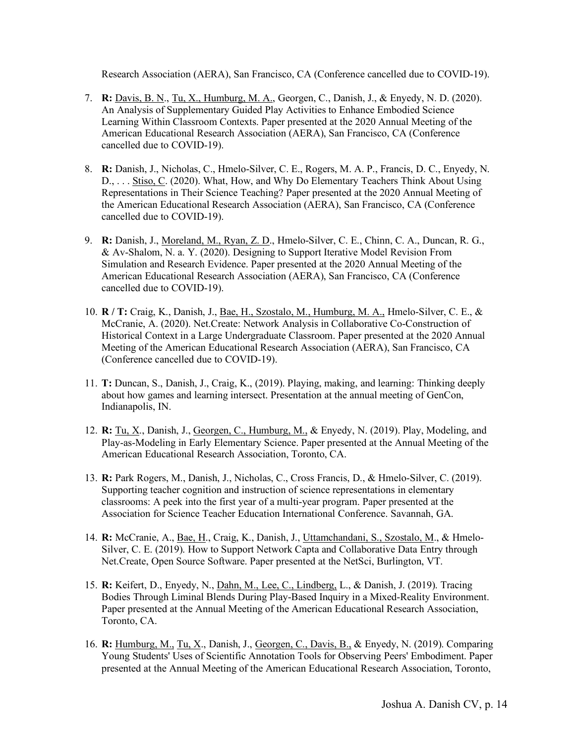Research Association (AERA), San Francisco, CA (Conference cancelled due to COVID-19).

7. **R:** Davis, B. N., Tu, X., Humburg, M. A., Georgen, C., Danish, J., & Enyedy, N. D. (2020). An Analysis of Supplementary Guided Play Activities to Enhance Embodied Science Learning Within Classroom Contexts. Paper presented at the 2020 Annual Meeting of the American Educational Research Association (AERA), San Francisco, CA (Conference cancelled due to COVID-19).

8. **R:** Danish, J., Nicholas, C., Hmelo-Silver, C. E., Rogers, M. A. P., Francis, D. C., Enyedy, N. D., . . . Stiso, C. (2020). What, How, and Why Do Elementary Teachers Think About Using Representations in Their Science Teaching? Paper presented at the 2020 Annual Meeting of the American Educational Research Association (AERA), San Francisco, CA (Conference cancelled due to COVID-19).

9. **R:** Danish, J., Moreland, M., Ryan, Z. D., Hmelo-Silver, C. E., Chinn, C. A., Duncan, R. G., & Av-Shalom, N. a. Y. (2020). Designing to Support Iterative Model Revision From Simulation and Research Evidence. Paper presented at the 2020 Annual Meeting of the American Educational Research Association (AERA), San Francisco, CA (Conference cancelled due to COVID-19).

10. **R / T:** Craig, K., Danish, J., Bae, H., Szostalo, M., Humburg, M. A., Hmelo-Silver, C. E., & McCranie, A. (2020). Net.Create: Network Analysis in Collaborative Co-Construction of Historical Context in a Large Undergraduate Classroom. Paper presented at the 2020 Annual Meeting of the American Educational Research Association (AERA), San Francisco, CA (Conference cancelled due to COVID-19).

11. **T:** Duncan, S., Danish, J., Craig, K., (2019). Playing, making, and learning: Thinking deeply about how games and learning intersect. Presentation at the annual meeting of GenCon, Indianapolis, IN.

12. **R:** Tu, X., Danish, J., Georgen, C., Humburg, M., & Enyedy, N. (2019). Play, Modeling, and Play-as-Modeling in Early Elementary Science. Paper presented at the Annual Meeting of the American Educational Research Association, Toronto, CA.

13. **R:** Park Rogers, M., Danish, J., Nicholas, C., Cross Francis, D., & Hmelo-Silver, C. (2019). Supporting teacher cognition and instruction of science representations in elementary classrooms: A peek into the first year of a multi-year program. Paper presented at the Association for Science Teacher Education International Conference. Savannah, GA.

14. **R:** McCranie, A., Bae, H., Craig, K., Danish, J., Uttamchandani, S., Szostalo, M., & Hmelo-Silver, C. E. (2019). How to Support Network Capta and Collaborative Data Entry through Net.Create, Open Source Software. Paper presented at the NetSci, Burlington, VT.

15. **R:** Keifert, D., Enyedy, N., Dahn, M., Lee, C., Lindberg, L., & Danish, J. (2019). Tracing Bodies Through Liminal Blends During Play-Based Inquiry in a Mixed-Reality Environment. Paper presented at the Annual Meeting of the American Educational Research Association, Toronto, CA.

16. **R:** Humburg, M., Tu, X., Danish, J., Georgen, C., Davis, B., & Enyedy, N. (2019). Comparing Young Students' Uses of Scientific Annotation Tools for Observing Peers' Embodiment. Paper presented at the Annual Meeting of the American Educational Research Association, Toronto,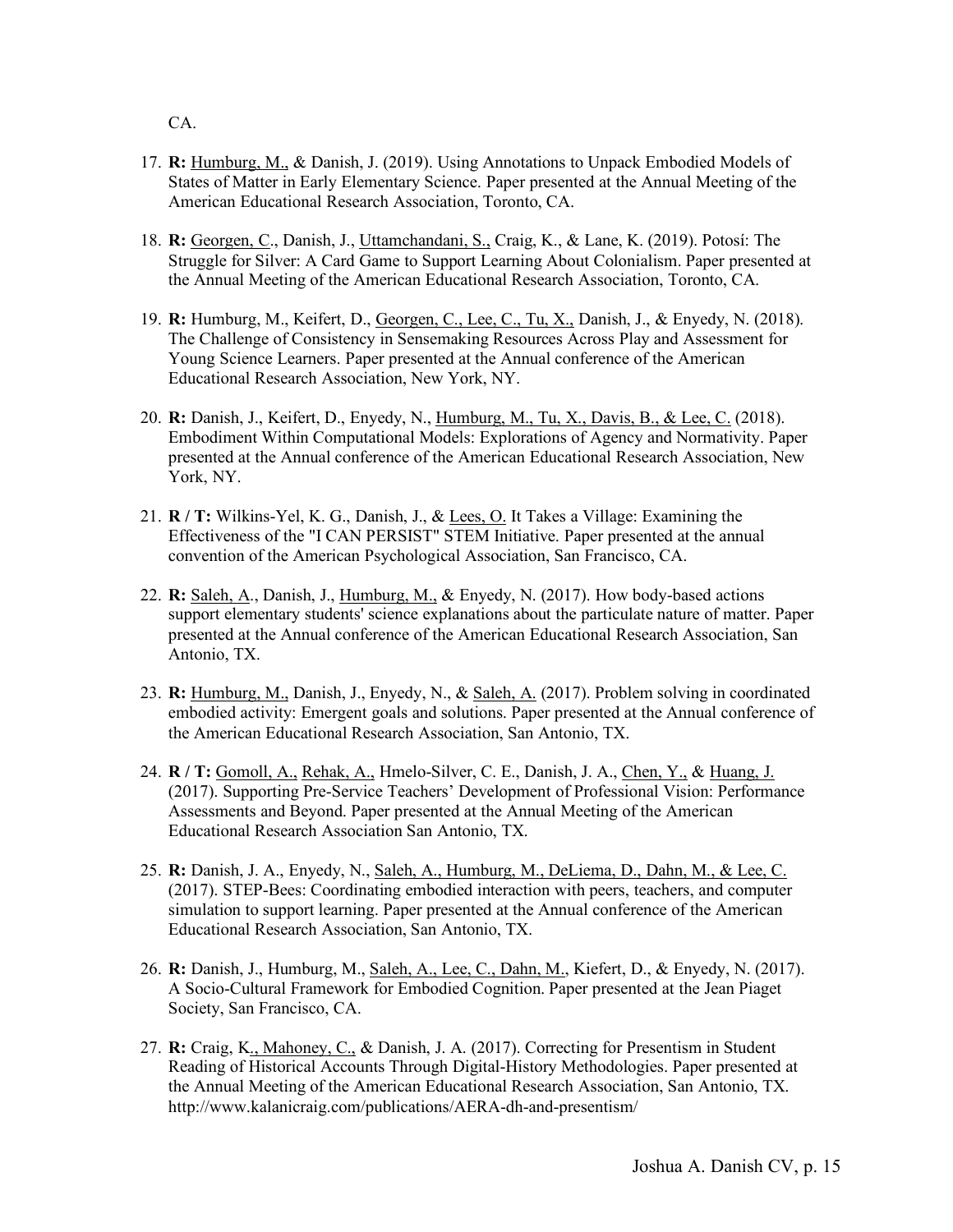CA.

17. **R:** Humburg, M., & Danish, J. (2019). Using Annotations to Unpack Embodied Models of States of Matter in Early Elementary Science. Paper presented at the Annual Meeting of the American Educational Research Association, Toronto, CA.

18. **R:** Georgen, C., Danish, J., Uttamchandani, S., Craig, K., & Lane, K. (2019). Potosí: The Struggle for Silver: A Card Game to Support Learning About Colonialism. Paper presented at the Annual Meeting of the American Educational Research Association, Toronto, CA.

19. **R:** Humburg, M., Keifert, D., Georgen, C., Lee, C., Tu, X., Danish, J., & Enyedy, N. (2018). The Challenge of Consistency in Sensemaking Resources Across Play and Assessment for Young Science Learners. Paper presented at the Annual conference of the American Educational Research Association, New York, NY.

20. **R:** Danish, J., Keifert, D., Enyedy, N., Humburg, M., Tu, X., Davis, B., & Lee, C. (2018). Embodiment Within Computational Models: Explorations of Agency and Normativity. Paper presented at the Annual conference of the American Educational Research Association, New York, NY.

21. **R / T:** Wilkins-Yel, K. G., Danish, J., & Lees, O. It Takes a Village: Examining the Effectiveness of the "I CAN PERSIST" STEM Initiative. Paper presented at the annual convention of the American Psychological Association, San Francisco, CA.

22. **R:** Saleh, A., Danish, J., Humburg, M., & Enyedy, N. (2017). How body-based actions support elementary students' science explanations about the particulate nature of matter. Paper presented at the Annual conference of the American Educational Research Association, San Antonio, TX.

23. **R:** Humburg, M., Danish, J., Enyedy, N., & Saleh, A. (2017). Problem solving in coordinated embodied activity: Emergent goals and solutions. Paper presented at the Annual conference of the American Educational Research Association, San Antonio, TX.

24. **R / T:** Gomoll, A., Rehak, A., Hmelo-Silver, C. E., Danish, J. A., Chen, Y., & Huang, J. (2017). Supporting Pre-Service Teachers' Development of Professional Vision: Performance Assessments and Beyond. Paper presented at the Annual Meeting of the American Educational Research Association San Antonio, TX.

25. **R:** Danish, J. A., Enyedy, N., Saleh, A., Humburg, M., DeLiema, D., Dahn, M., & Lee, C. (2017). STEP-Bees: Coordinating embodied interaction with peers, teachers, and computer simulation to support learning. Paper presented at the Annual conference of the American Educational Research Association, San Antonio, TX.

26. **R:** Danish, J., Humburg, M., Saleh, A., Lee, C., Dahn, M., Kiefert, D., & Enyedy, N. (2017). A Socio-Cultural Framework for Embodied Cognition. Paper presented at the Jean Piaget Society, San Francisco, CA.

27. **R:** Craig, K., Mahoney, C., & Danish, J. A. (2017). Correcting for Presentism in Student Reading of Historical Accounts Through Digital-History Methodologies. Paper presented at the Annual Meeting of the American Educational Research Association, San Antonio, TX. http://www.kalanicraig.com/publications/AERA-dh-and-presentism/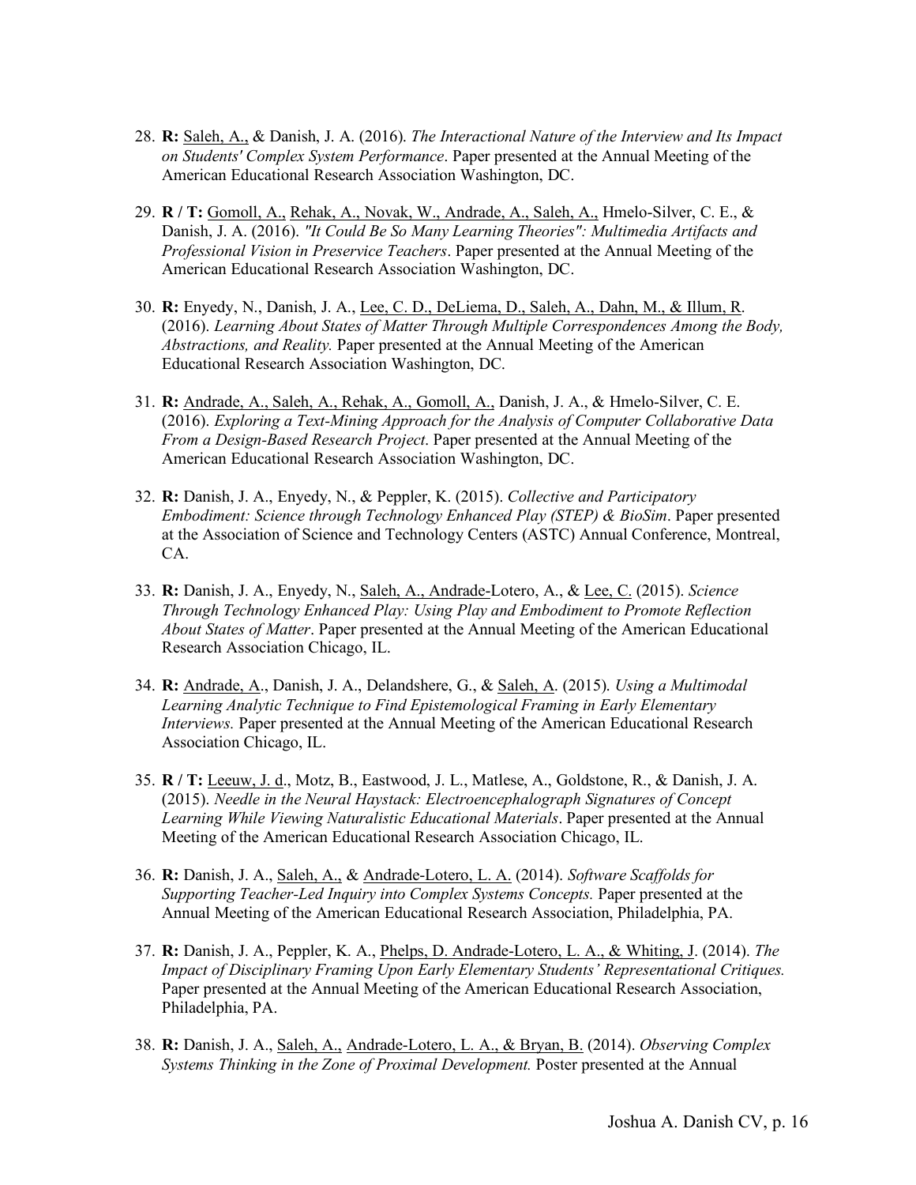28. **R:** Saleh, A., & Danish, J. A. (2016). *The Interactional Nature of the Interview and Its Impact on Students' Complex System Performance*. Paper presented at the Annual Meeting of the American Educational Research Association Washington, DC.

29. **R / T:** Gomoll, A., Rehak, A., Novak, W., Andrade, A., Saleh, A., Hmelo-Silver, C. E., & Danish, J. A. (2016). *"It Could Be So Many Learning Theories": Multimedia Artifacts and Professional Vision in Preservice Teachers*. Paper presented at the Annual Meeting of the American Educational Research Association Washington, DC.

30. **R:** Enyedy, N., Danish, J. A., Lee, C. D., DeLiema, D., Saleh, A., Dahn, M., & Illum, R. (2016). *Learning About States of Matter Through Multiple Correspondences Among the Body, Abstractions, and Reality.* Paper presented at the Annual Meeting of the American Educational Research Association Washington, DC.

31. **R:** Andrade, A., Saleh, A., Rehak, A., Gomoll, A., Danish, J. A., & Hmelo-Silver, C. E. (2016). *Exploring a Text-Mining Approach for the Analysis of Computer Collaborative Data From a Design-Based Research Project*. Paper presented at the Annual Meeting of the American Educational Research Association Washington, DC.

32. **R:** Danish, J. A., Enyedy, N., & Peppler, K. (2015). *Collective and Participatory Embodiment: Science through Technology Enhanced Play (STEP) & BioSim*. Paper presented at the Association of Science and Technology Centers (ASTC) Annual Conference, Montreal, CA.

33. **R:** Danish, J. A., Enyedy, N., Saleh, A., Andrade-Lotero, A., & Lee, C. (2015). *Science Through Technology Enhanced Play: Using Play and Embodiment to Promote Reflection About States of Matter*. Paper presented at the Annual Meeting of the American Educational Research Association Chicago, IL.

34. **R:** Andrade, A., Danish, J. A., Delandshere, G., & Saleh, A. (2015). *Using a Multimodal Learning Analytic Technique to Find Epistemological Framing in Early Elementary Interviews.* Paper presented at the Annual Meeting of the American Educational Research Association Chicago, IL.

35. **R / T:** Leeuw, J. d., Motz, B., Eastwood, J. L., Matlese, A., Goldstone, R., & Danish, J. A. (2015). *Needle in the Neural Haystack: Electroencephalograph Signatures of Concept Learning While Viewing Naturalistic Educational Materials*. Paper presented at the Annual Meeting of the American Educational Research Association Chicago, IL.

36. **R:** Danish, J. A., Saleh, A., & Andrade-Lotero, L. A. (2014). *Software Scaffolds for Supporting Teacher-Led Inquiry into Complex Systems Concepts.* Paper presented at the Annual Meeting of the American Educational Research Association, Philadelphia, PA.

37. **R:** Danish, J. A., Peppler, K. A., Phelps, D. Andrade-Lotero, L. A., & Whiting, J. (2014). *The Impact of Disciplinary Framing Upon Early Elementary Students' Representational Critiques.* Paper presented at the Annual Meeting of the American Educational Research Association, Philadelphia, PA.

38. **R:** Danish, J. A., Saleh, A., Andrade-Lotero, L. A., & Bryan, B. (2014). *Observing Complex Systems Thinking in the Zone of Proximal Development.* Poster presented at the Annual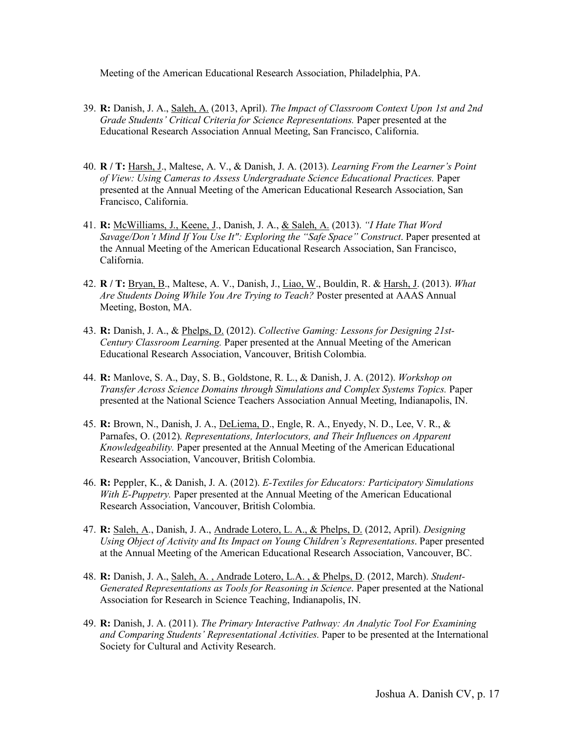Meeting of the American Educational Research Association, Philadelphia, PA.

39. **R:** Danish, J. A., Saleh, A. (2013, April). *The Impact of Classroom Context Upon 1st and 2nd Grade Students' Critical Criteria for Science Representations.* Paper presented at the Educational Research Association Annual Meeting, San Francisco, California.

40. **R / T:** Harsh, J., Maltese, A. V., & Danish, J. A. (2013). *Learning From the Learner's Point of View: Using Cameras to Assess Undergraduate Science Educational Practices.* Paper presented at the Annual Meeting of the American Educational Research Association, San Francisco, California.

41. **R:** McWilliams, J., Keene, J., Danish, J. A., & Saleh, A. (2013). *"I Hate That Word Savage/Don't Mind If You Use It": Exploring the "Safe Space" Construct*. Paper presented at the Annual Meeting of the American Educational Research Association, San Francisco, California.

42. **R / T:** Bryan, B., Maltese, A. V., Danish, J., Liao, W., Bouldin, R. & Harsh, J. (2013). *What Are Students Doing While You Are Trying to Teach?* Poster presented at AAAS Annual Meeting, Boston, MA.

43. **R:** Danish, J. A., & Phelps, D. (2012). *Collective Gaming: Lessons for Designing 21st-Century Classroom Learning.* Paper presented at the Annual Meeting of the American Educational Research Association, Vancouver, British Colombia.

44. **R:** Manlove, S. A., Day, S. B., Goldstone, R. L., & Danish, J. A. (2012). *Workshop on Transfer Across Science Domains through Simulations and Complex Systems Topics.* Paper presented at the National Science Teachers Association Annual Meeting, Indianapolis, IN.

45. **R:** Brown, N., Danish, J. A., DeLiema, D., Engle, R. A., Enyedy, N. D., Lee, V. R., & Parnafes, O. (2012). *Representations, Interlocutors, and Their Influences on Apparent Knowledgeability.* Paper presented at the Annual Meeting of the American Educational Research Association, Vancouver, British Colombia.

46. **R:** Peppler, K., & Danish, J. A. (2012). *E-Textiles for Educators: Participatory Simulations With E-Puppetry.* Paper presented at the Annual Meeting of the American Educational Research Association, Vancouver, British Colombia.

47. **R:** Saleh, A., Danish, J. A., Andrade Lotero, L. A., & Phelps, D. (2012, April). *Designing Using Object of Activity and Its Impact on Young Children's Representations*. Paper presented at the Annual Meeting of the American Educational Research Association, Vancouver, BC.

48. **R:** Danish, J. A., Saleh, A. , Andrade Lotero, L.A. , & Phelps, D. (2012, March). *Student-Generated Representations as Tools for Reasoning in Science*. Paper presented at the National Association for Research in Science Teaching, Indianapolis, IN.

49. **R:** Danish, J. A. (2011). *The Primary Interactive Pathway: An Analytic Tool For Examining and Comparing Students' Representational Activities.* Paper to be presented at the International Society for Cultural and Activity Research.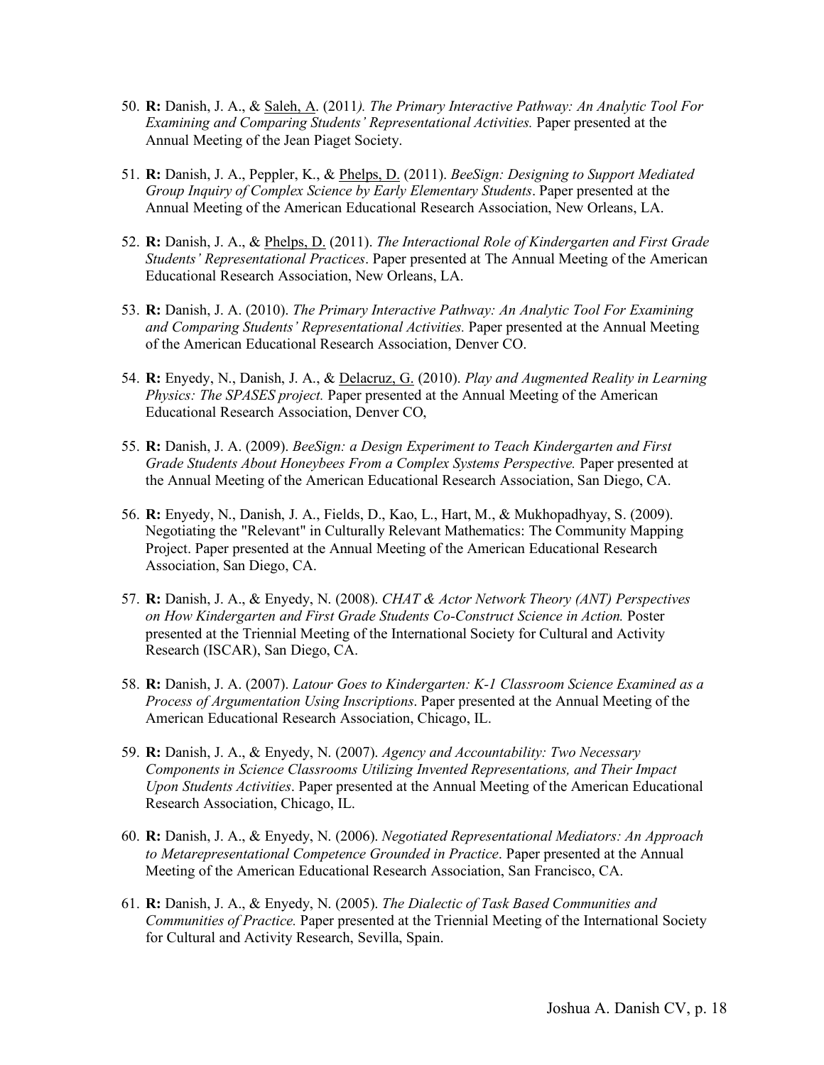50. **R:** Danish, J. A., & <u>Saleh, A.</u> (2011*). The Primary Interactive Pathway: An Analytic Tool For Examining and Comparing Students' Representational Activities.* Paper presented at the Annual Meeting of the Jean Piaget Society.

51. **R:** Danish, J. A., Peppler, K., & <u>Phelps, D.</u> (2011). *BeeSign: Designing to Support Mediated Group Inquiry of Complex Science by Early Elementary Students*. Paper presented at the Annual Meeting of the American Educational Research Association, New Orleans, LA.

52. **R:** Danish, J. A., & <u>Phelps, D.</u> (2011). *The Interactional Role of Kindergarten and First Grade Students' Representational Practices*. Paper presented at The Annual Meeting of the American Educational Research Association, New Orleans, LA.

53. **R:** Danish, J. A. (2010). *The Primary Interactive Pathway: An Analytic Tool For Examining and Comparing Students' Representational Activities.* Paper presented at the Annual Meeting of the American Educational Research Association, Denver CO.

54. **R:** Enyedy, N., Danish, J. A., & <u>Delacruz, G.</u> (2010). *Play and Augmented Reality in Learning Physics: The SPASES project.* Paper presented at the Annual Meeting of the American Educational Research Association, Denver CO,

55. **R:** Danish, J. A. (2009). *BeeSign: a Design Experiment to Teach Kindergarten and First Grade Students About Honeybees From a Complex Systems Perspective.* Paper presented at the Annual Meeting of the American Educational Research Association, San Diego, CA.

56. **R:** Enyedy, N., Danish, J. A., Fields, D., Kao, L., Hart, M., & Mukhopadhyay, S. (2009). Negotiating the "Relevant" in Culturally Relevant Mathematics: The Community Mapping Project. Paper presented at the Annual Meeting of the American Educational Research Association, San Diego, CA.

57. **R:** Danish, J. A., & Enyedy, N. (2008). *CHAT & Actor Network Theory (ANT) Perspectives on How Kindergarten and First Grade Students Co-Construct Science in Action.* Poster presented at the Triennial Meeting of the International Society for Cultural and Activity Research (ISCAR), San Diego, CA.

58. **R:** Danish, J. A. (2007). *Latour Goes to Kindergarten: K-1 Classroom Science Examined as a Process of Argumentation Using Inscriptions*. Paper presented at the Annual Meeting of the American Educational Research Association, Chicago, IL.

59. **R:** Danish, J. A., & Enyedy, N. (2007). *Agency and Accountability: Two Necessary Components in Science Classrooms Utilizing Invented Representations, and Their Impact Upon Students Activities*. Paper presented at the Annual Meeting of the American Educational Research Association, Chicago, IL.

60. **R:** Danish, J. A., & Enyedy, N. (2006). *Negotiated Representational Mediators: An Approach to Metarepresentational Competence Grounded in Practice*. Paper presented at the Annual Meeting of the American Educational Research Association, San Francisco, CA.

61. **R:** Danish, J. A., & Enyedy, N. (2005). *The Dialectic of Task Based Communities and Communities of Practice.* Paper presented at the Triennial Meeting of the International Society for Cultural and Activity Research, Sevilla, Spain.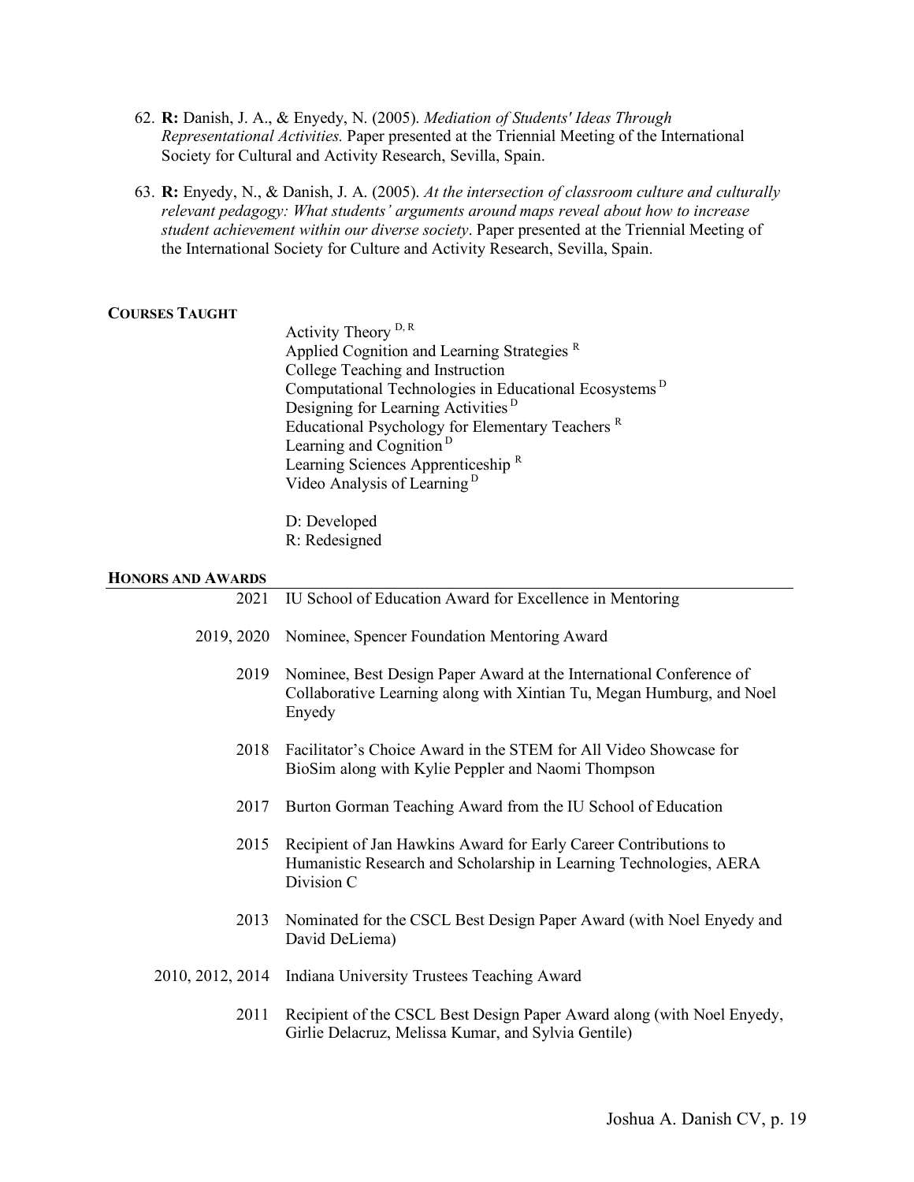62. **R:** Danish, J. A., & Enyedy, N. (2005). *Mediation of Students' Ideas Through Representational Activities.* Paper presented at the Triennial Meeting of the International Society for Cultural and Activity Research, Sevilla, Spain.

63. **R:** Enyedy, N., & Danish, J. A. (2005). *At the intersection of classroom culture and culturally relevant pedagogy: What students' arguments around maps reveal about how to increase student achievement within our diverse society*. Paper presented at the Triennial Meeting of the International Society for Culture and Activity Research, Sevilla, Spain.

## COURSES TAUGHT

Activity Theory [D, R]
Applied Cognition and Learning Strategies [R]
College Teaching and Instruction
Computational Technologies in Educational Ecosystems [D]
Designing for Learning Activities [D]
Educational Psychology for Elementary Teachers [R]
Learning and Cognition [D]
Learning Sciences Apprenticeship [R]
Video Analysis of Learning [D]

D: Developed
R: Redesigned

## HONORS AND AWARDS

| | |
|---|---|
| 2021 | IU School of Education Award for Excellence in Mentoring |
| 2019, 2020 | Nominee, Spencer Foundation Mentoring Award |
| 2019 | Nominee, Best Design Paper Award at the International Conference of Collaborative Learning along with Xintian Tu, Megan Humburg, and Noel Enyedy |
| 2018 | Facilitator's Choice Award in the STEM for All Video Showcase for BioSim along with Kylie Peppler and Naomi Thompson |
| 2017 | Burton Gorman Teaching Award from the IU School of Education |
| 2015 | Recipient of Jan Hawkins Award for Early Career Contributions to Humanistic Research and Scholarship in Learning Technologies, AERA Division C |
| 2013 | Nominated for the CSCL Best Design Paper Award (with Noel Enyedy and David DeLiema) |
| 2010, 2012, 2014 | Indiana University Trustees Teaching Award |
| 2011 | Recipient of the CSCL Best Design Paper Award along (with Noel Enyedy, Girlie Delacruz, Melissa Kumar, and Sylvia Gentile) |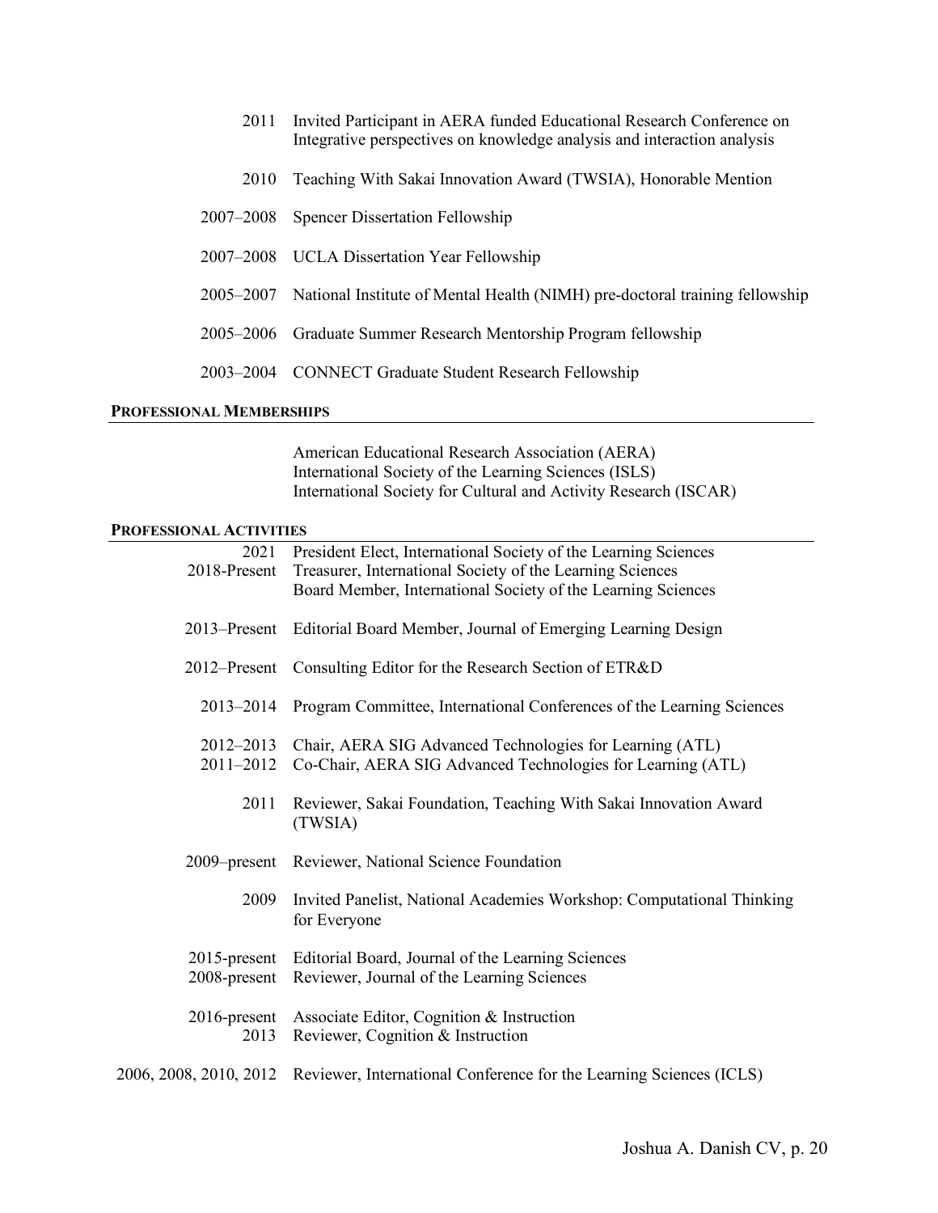| | |
|---|---|
| 2011 | Invited Participant in AERA funded Educational Research Conference on Integrative perspectives on knowledge analysis and interaction analysis |
| 2010 | Teaching With Sakai Innovation Award (TWSIA), Honorable Mention |
| 2007–2008 | Spencer Dissertation Fellowship |
| 2007–2008 | UCLA Dissertation Year Fellowship |
| 2005–2007 | National Institute of Mental Health (NIMH) pre-doctoral training fellowship |
| 2005–2006 | Graduate Summer Research Mentorship Program fellowship |
| 2003–2004 | CONNECT Graduate Student Research Fellowship |

## PROFESSIONAL MEMBERSHIPS

American Educational Research Association (AERA)
International Society of the Learning Sciences (ISLS)
International Society for Cultural and Activity Research (ISCAR)

## PROFESSIONAL ACTIVITIES

| | |
|---|---|
| 2021 | President Elect, International Society of the Learning Sciences |
| 2018-Present | Treasurer, International Society of the Learning Sciences |
| | Board Member, International Society of the Learning Sciences |
| 2013–Present | Editorial Board Member, Journal of Emerging Learning Design |
| 2012–Present | Consulting Editor for the Research Section of ETR&D |
| 2013–2014 | Program Committee, International Conferences of the Learning Sciences |
| 2012–2013 | Chair, AERA SIG Advanced Technologies for Learning (ATL) |
| 2011–2012 | Co-Chair, AERA SIG Advanced Technologies for Learning (ATL) |
| 2011 | Reviewer, Sakai Foundation, Teaching With Sakai Innovation Award (TWSIA) |
| 2009–present | Reviewer, National Science Foundation |
| 2009 | Invited Panelist, National Academies Workshop: Computational Thinking for Everyone |
| 2015-present | Editorial Board, Journal of the Learning Sciences |
| 2008-present | Reviewer, Journal of the Learning Sciences |
| 2016-present | Associate Editor, Cognition & Instruction |
| 2013 | Reviewer, Cognition & Instruction |
| 2006, 2008, 2010, 2012 | Reviewer, International Conference for the Learning Sciences (ICLS) |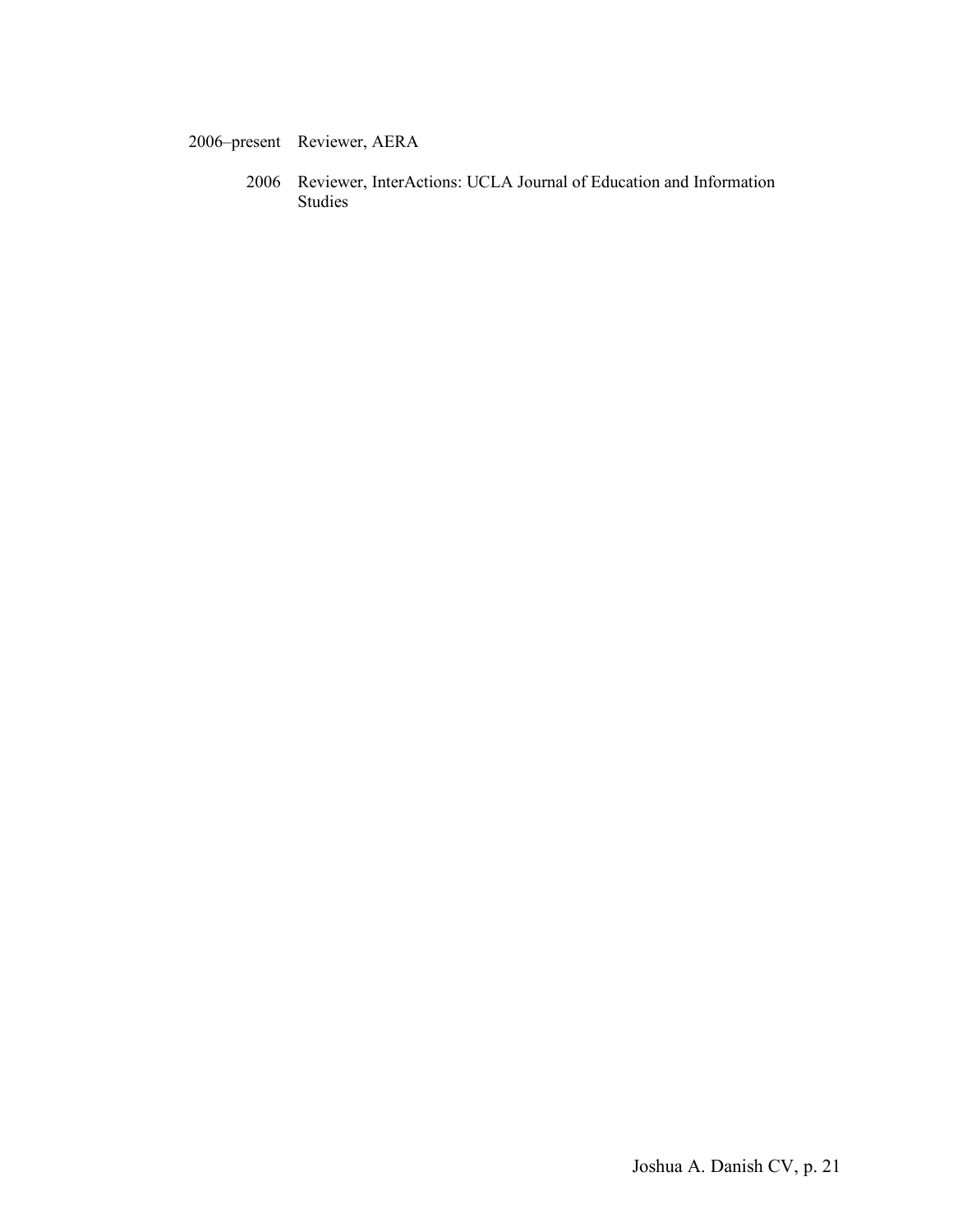2006–present Reviewer, AERA

2006 Reviewer, InterActions: UCLA Journal of Education and Information Studies